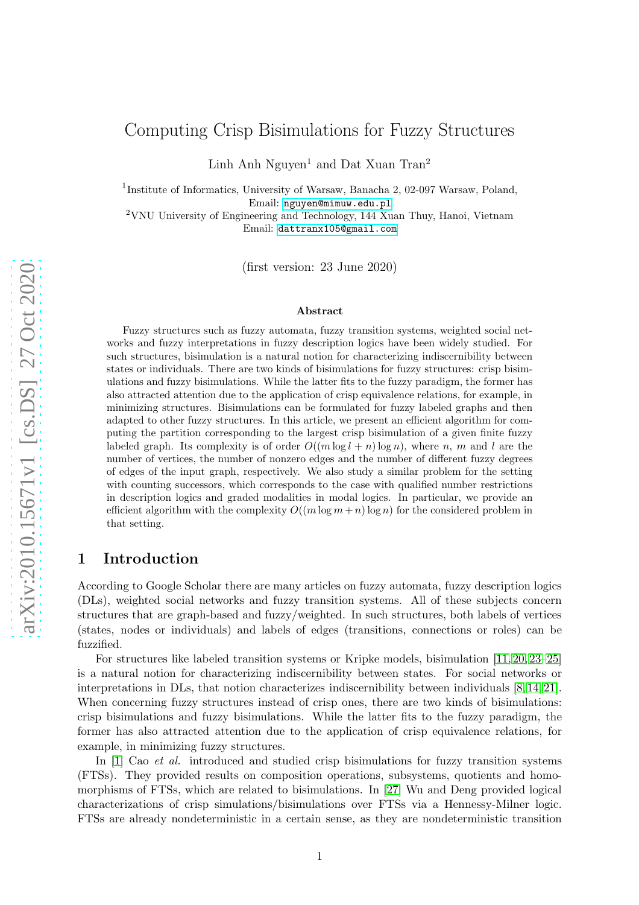# Computing Crisp Bisimulations for Fuzzy Structures

Linh Anh Nguyen[1] and Dat Xuan Tran[2]

[1]Institute of Informatics, University of Warsaw, Banacha 2, 02-097 Warsaw, Poland, Email: nguyen@mimuw.edu.pl

[2]VNU University of Engineering and Technology, 144 Xuan Thuy, Hanoi, Vietnam Email: dattranx105@gmail.com

(first version: 23 June 2020)

**Abstract**

Fuzzy structures such as fuzzy automata, fuzzy transition systems, weighted social networks and fuzzy interpretations in fuzzy description logics have been widely studied. For such structures, bisimulation is a natural notion for characterizing indiscernibility between states or individuals. There are two kinds of bisimulations for fuzzy structures: crisp bisimulations and fuzzy bisimulations. While the latter fits to the fuzzy paradigm, the former has also attracted attention due to the application of crisp equivalence relations, for example, in minimizing structures. Bisimulations can be formulated for fuzzy labeled graphs and then adapted to other fuzzy structures. In this article, we present an efficient algorithm for computing the partition corresponding to the largest crisp bisimulation of a given finite fuzzy labeled graph. Its complexity is of order $O((m \log l + n) \log n)$, where $n$, $m$ and $l$ are the number of vertices, the number of nonzero edges and the number of different fuzzy degrees of edges of the input graph, respectively. We also study a similar problem for the setting with counting successors, which corresponds to the case with qualified number restrictions in description logics and graded modalities in modal logics. In particular, we provide an efficient algorithm with the complexity $O((m \log m + n) \log n)$ for the considered problem in that setting.

## 1 Introduction

According to Google Scholar there are many articles on fuzzy automata, fuzzy description logics (DLs), weighted social networks and fuzzy transition systems. All of these subjects concern structures that are graph-based and fuzzy/weighted. In such structures, both labels of vertices (states, nodes or individuals) and labels of edges (transitions, connections or roles) can be fuzzified.

For structures like labeled transition systems or Kripke models, bisimulation [11, 20, 23–25] is a natural notion for characterizing indiscernibility between states. For social networks or interpretations in DLs, that notion characterizes indiscernibility between individuals [8, 14, 21]. When concerning fuzzy structures instead of crisp ones, there are two kinds of bisimulations: crisp bisimulations and fuzzy bisimulations. While the latter fits to the fuzzy paradigm, the former has also attracted attention due to the application of crisp equivalence relations, for example, in minimizing fuzzy structures.

In [1] Cao *et al.* introduced and studied crisp bisimulations for fuzzy transition systems (FTSs). They provided results on composition operations, subsystems, quotients and homomorphisms of FTSs, which are related to bisimulations. In [27] Wu and Deng provided logical characterizations of crisp simulations/bisimulations over FTSs via a Hennessy-Milner logic. FTSs are already nondeterministic in a certain sense, as they are nondeterministic transition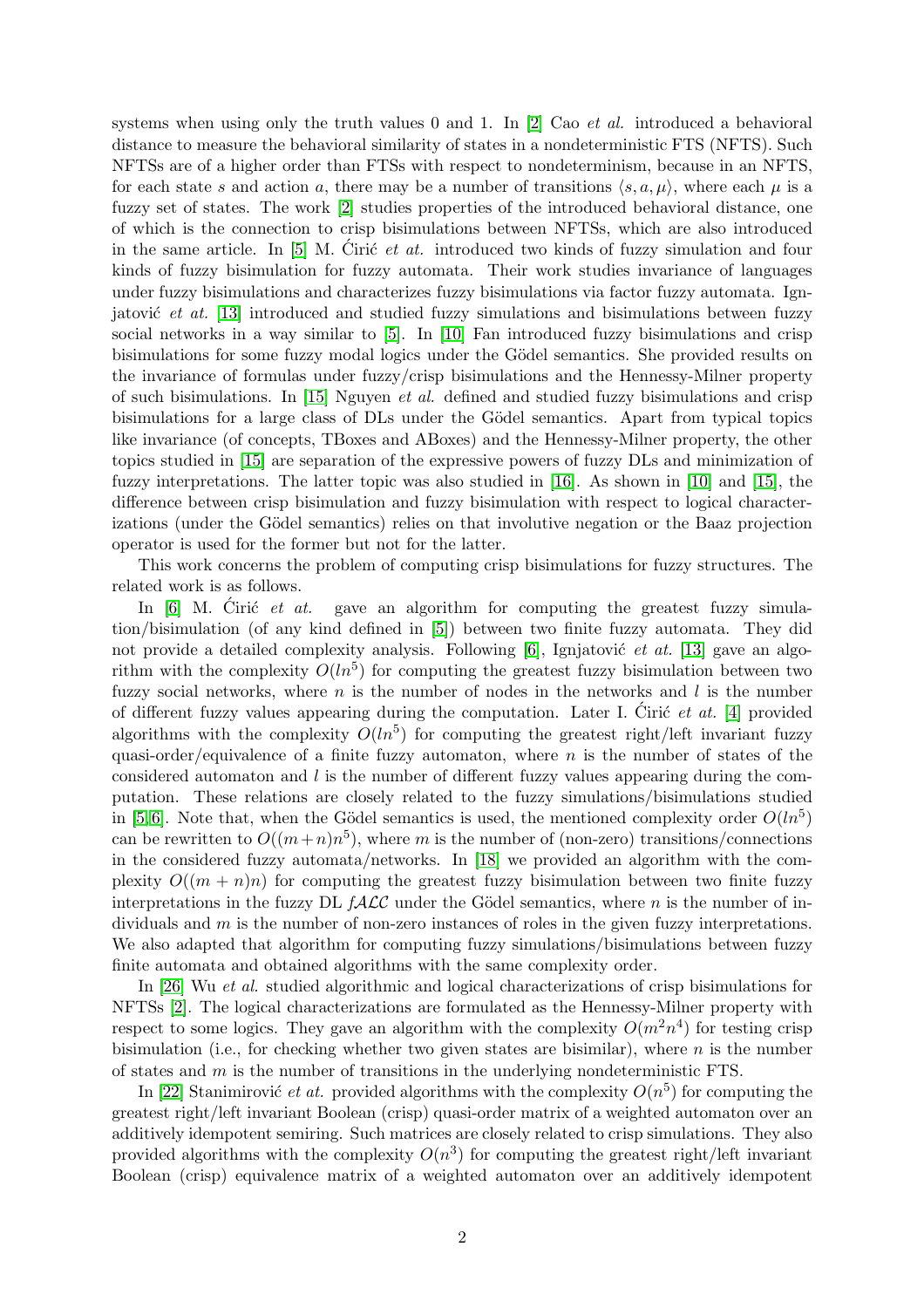systems when using only the truth values 0 and 1. In [2] Cao *et al.* introduced a behavioral distance to measure the behavioral similarity of states in a nondeterministic FTS (NFTS). Such NFTSs are of a higher order than FTSs with respect to nondeterminism, because in an NFTS, for each state $s$ and action $a$, there may be a number of transitions $\langle s, a, \mu \rangle$, where each $\mu$ is a fuzzy set of states. The work [2] studies properties of the introduced behavioral distance, one of which is the connection to crisp bisimulations between NFTSs, which are also introduced in the same article. In [5] M. Ćirić *et al.* introduced two kinds of fuzzy simulation and four kinds of fuzzy bisimulation for fuzzy automata. Their work studies invariance of languages under fuzzy bisimulations and characterizes fuzzy bisimulations via factor fuzzy automata. Ignjatović *et at.* [13] introduced and studied fuzzy simulations and bisimulations between fuzzy social networks in a way similar to [5]. In [10] Fan introduced fuzzy bisimulations and crisp bisimulations for some fuzzy modal logics under the Gödel semantics. She provided results on the invariance of formulas under fuzzy/crisp bisimulations and the Hennessy-Milner property of such bisimulations. In [15] Nguyen *et al.* defined and studied fuzzy bisimulations and crisp bisimulations for a large class of DLs under the Gödel semantics. Apart from typical topics like invariance (of concepts, TBoxes and ABoxes) and the Hennessy-Milner property, the other topics studied in [15] are separation of the expressive powers of fuzzy DLs and minimization of fuzzy interpretations. The latter topic was also studied in [16]. As shown in [10] and [15], the difference between crisp bisimulation and fuzzy bisimulation with respect to logical characterizations (under the Gödel semantics) relies on that involutive negation or the Baaz projection operator is used for the former but not for the latter.

This work concerns the problem of computing crisp bisimulations for fuzzy structures. The related work is as follows.

In [6] M. Ćirić *et at.* gave an algorithm for computing the greatest fuzzy simulation/bisimulation (of any kind defined in [5]) between two finite fuzzy automata. They did not provide a detailed complexity analysis. Following [6], Ignjatović *et at.* [13] gave an algorithm with the complexity $O(ln^5)$ for computing the greatest fuzzy bisimulation between two fuzzy social networks, where $n$ is the number of nodes in the networks and $l$ is the number of different fuzzy values appearing during the computation. Later I. Ćirić *et at.* [4] provided algorithms with the complexity $O(ln^5)$ for computing the greatest right/left invariant fuzzy quasi-order/equivalence of a finite fuzzy automaton, where $n$ is the number of states of the considered automaton and $l$ is the number of different fuzzy values appearing during the computation. These relations are closely related to the fuzzy simulations/bisimulations studied in [5,6]. Note that, when the Gödel semantics is used, the mentioned complexity order $O(ln^5)$ can be rewritten to $O((m+n)n^5)$, where $m$ is the number of (non-zero) transitions/connections in the considered fuzzy automata/networks. In [18] we provided an algorithm with the complexity $O((m+n)n)$ for computing the greatest fuzzy bisimulation between two finite fuzzy interpretations in the fuzzy DL $f\mathcal{ALC}$ under the Gödel semantics, where $n$ is the number of individuals and $m$ is the number of non-zero instances of roles in the given fuzzy interpretations. We also adapted that algorithm for computing fuzzy simulations/bisimulations between fuzzy finite automata and obtained algorithms with the same complexity order.

In [26] Wu *et al.* studied algorithmic and logical characterizations of crisp bisimulations for NFTSs [2]. The logical characterizations are formulated as the Hennessy-Milner property with respect to some logics. They gave an algorithm with the complexity $O(m^2n^4)$ for testing crisp bisimulation (i.e., for checking whether two given states are bisimilar), where $n$ is the number of states and $m$ is the number of transitions in the underlying nondeterministic FTS.

In [22] Stanimirović *et at.* provided algorithms with the complexity $O(n^5)$ for computing the greatest right/left invariant Boolean (crisp) quasi-order matrix of a weighted automaton over an additively idempotent semiring. Such matrices are closely related to crisp simulations. They also provided algorithms with the complexity $O(n^3)$ for computing the greatest right/left invariant Boolean (crisp) equivalence matrix of a weighted automaton over an additively idempotent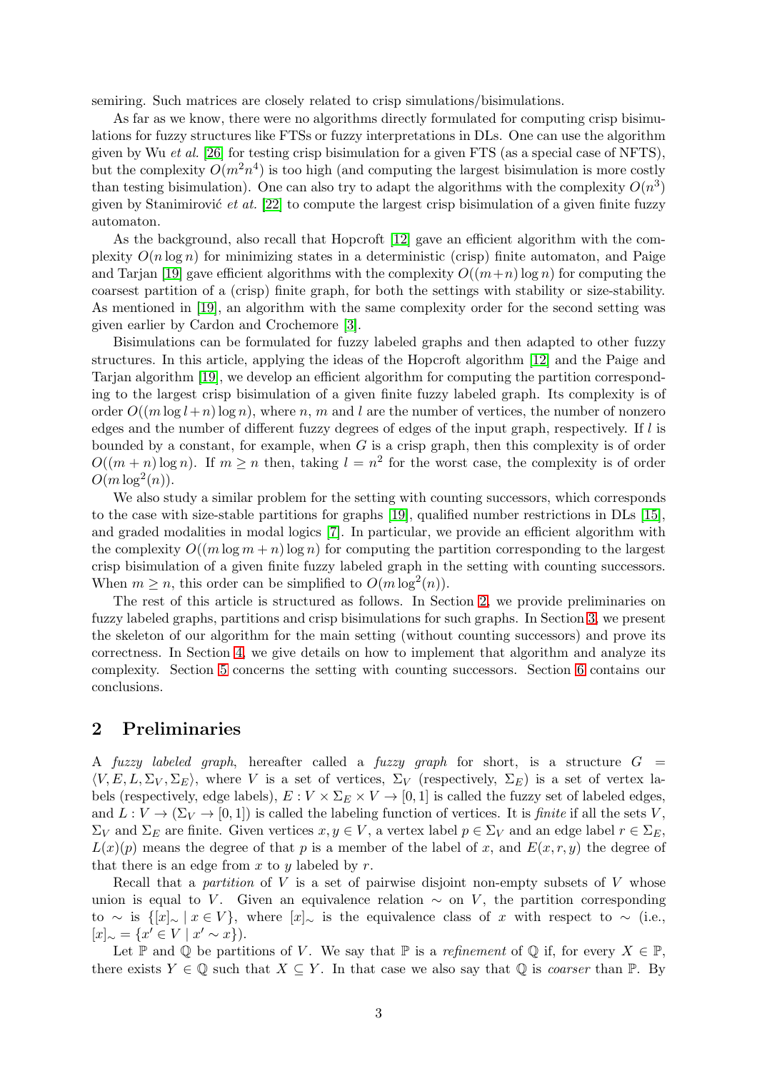semiring. Such matrices are closely related to crisp simulations/bisimulations.

As far as we know, there were no algorithms directly formulated for computing crisp bisimulations for fuzzy structures like FTSs or fuzzy interpretations in DLs. One can use the algorithm given by Wu *et al.* [26] for testing crisp bisimulation for a given FTS (as a special case of NFTS), but the complexity $O(m^2n^4)$ is too high (and computing the largest bisimulation is more costly than testing bisimulation). One can also try to adapt the algorithms with the complexity $O(n^3)$ given by Stanimirović *et at.* [22] to compute the largest crisp bisimulation of a given finite fuzzy automaton.

As the background, also recall that Hopcroft [12] gave an efficient algorithm with the complexity $O(n \log n)$ for minimizing states in a deterministic (crisp) finite automaton, and Paige and Tarjan [19] gave efficient algorithms with the complexity $O((m+n) \log n)$ for computing the coarsest partition of a (crisp) finite graph, for both the settings with stability or size-stability. As mentioned in [19], an algorithm with the same complexity order for the second setting was given earlier by Cardon and Crochemore [3].

Bisimulations can be formulated for fuzzy labeled graphs and then adapted to other fuzzy structures. In this article, applying the ideas of the Hopcroft algorithm [12] and the Paige and Tarjan algorithm [19], we develop an efficient algorithm for computing the partition corresponding to the largest crisp bisimulation of a given finite fuzzy labeled graph. Its complexity is of order $O((m \log l + n) \log n)$, where $n$, $m$ and $l$ are the number of vertices, the number of nonzero edges and the number of different fuzzy degrees of edges of the input graph, respectively. If $l$ is bounded by a constant, for example, when $G$ is a crisp graph, then this complexity is of order $O((m + n) \log n)$. If $m \geq n$ then, taking $l = n^2$ for the worst case, the complexity is of order $O(m \log^2(n))$.

We also study a similar problem for the setting with counting successors, which corresponds to the case with size-stable partitions for graphs [19], qualified number restrictions in DLs [15], and graded modalities in modal logics [7]. In particular, we provide an efficient algorithm with the complexity $O((m \log m + n) \log n)$ for computing the partition corresponding to the largest crisp bisimulation of a given finite fuzzy labeled graph in the setting with counting successors. When $m \geq n$, this order can be simplified to $O(m \log^2(n))$.

The rest of this article is structured as follows. In Section 2, we provide preliminaries on fuzzy labeled graphs, partitions and crisp bisimulations for such graphs. In Section 3, we present the skeleton of our algorithm for the main setting (without counting successors) and prove its correctness. In Section 4, we give details on how to implement that algorithm and analyze its complexity. Section 5 concerns the setting with counting successors. Section 6 contains our conclusions.

## 2 Preliminaries

A *fuzzy labeled graph*, hereafter called a *fuzzy graph* for short, is a structure $G = \langle V, E, L, \Sigma_V, \Sigma_E \rangle$, where $V$ is a set of vertices, $\Sigma_V$ (respectively, $\Sigma_E$) is a set of vertex labels (respectively, edge labels), $E : V \times \Sigma_E \times V \to [0, 1]$ is called the fuzzy set of labeled edges, and $L : V \to (\Sigma_V \to [0, 1])$ is called the labeling function of vertices. It is *finite* if all the sets $V$, $\Sigma_V$ and $\Sigma_E$ are finite. Given vertices $x, y \in V$, a vertex label $p \in \Sigma_V$ and an edge label $r \in \Sigma_E$, $L(x)(p)$ means the degree of that $p$ is a member of the label of $x$, and $E(x, r, y)$ the degree of that there is an edge from $x$ to $y$ labeled by $r$.

Recall that a *partition* of $V$ is a set of pairwise disjoint non-empty subsets of $V$ whose union is equal to $V$. Given an equivalence relation $\sim$ on $V$, the partition corresponding to $\sim$ is $\{[x]_\sim \mid x \in V\}$, where $[x]_\sim$ is the equivalence class of $x$ with respect to $\sim$ (i.e., $[x]_\sim = \{x' \in V \mid x' \sim x\}$).

Let $\mathbb{P}$ and $\mathbb{Q}$ be partitions of $V$. We say that $\mathbb{P}$ is a *refinement* of $\mathbb{Q}$ if, for every $X \in \mathbb{P}$, there exists $Y \in \mathbb{Q}$ such that $X \subseteq Y$. In that case we also say that $\mathbb{Q}$ is *coarser* than $\mathbb{P}$. By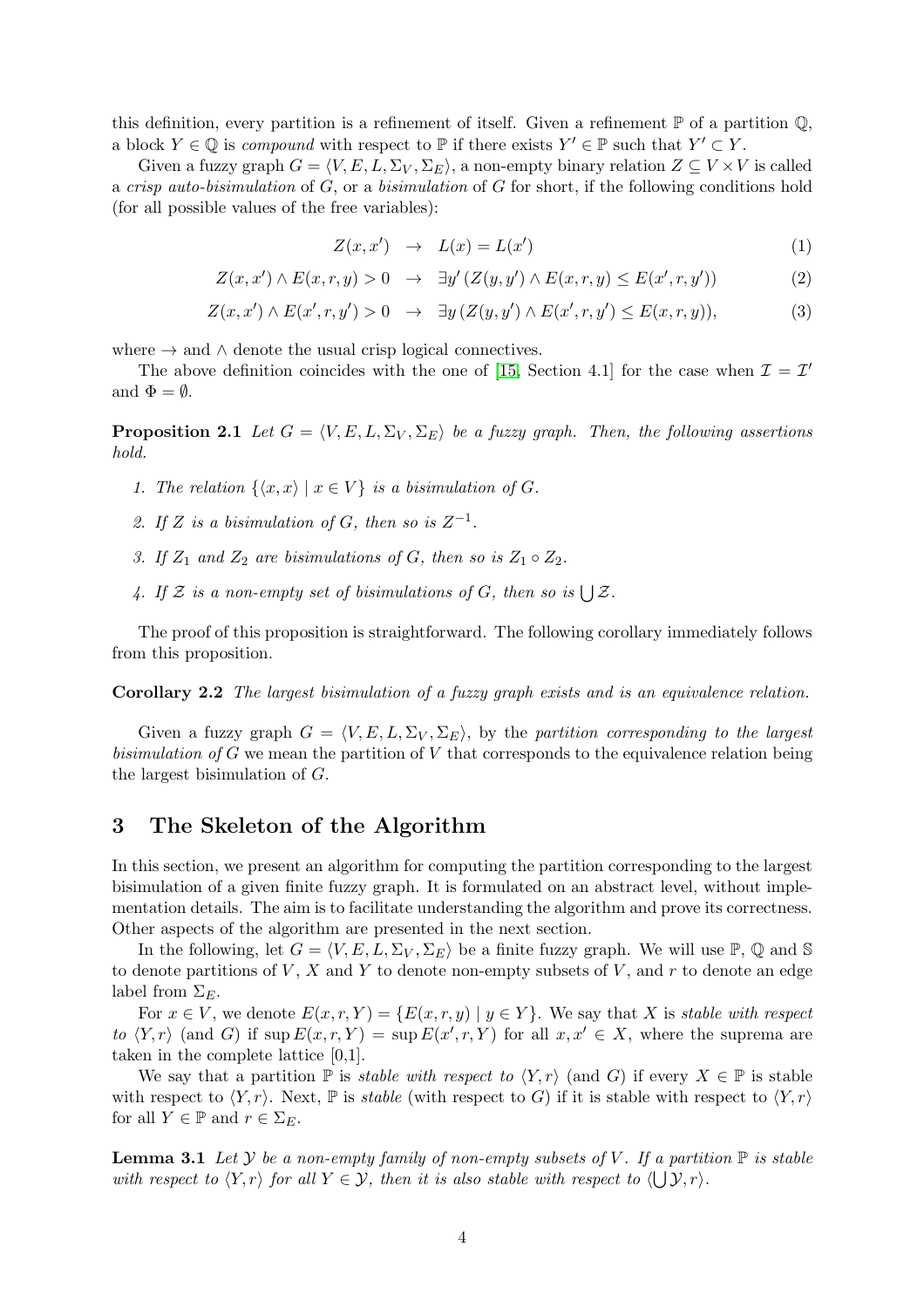this definition, every partition is a refinement of itself. Given a refinement $\mathbb{P}$ of a partition $\mathbb{Q}$, a block $Y \in \mathbb{Q}$ is *compound* with respect to $\mathbb{P}$ if there exists $Y' \in \mathbb{P}$ such that $Y' \subset Y$.

Given a fuzzy graph $G = \langle V, E, L, \Sigma_V, \Sigma_E \rangle$, a non-empty binary relation $Z \subseteq V \times V$ is called a *crisp auto-bisimulation* of $G$, or a *bisimulation* of $G$ for short, if the following conditions hold (for all possible values of the free variables):

$$Z(x, x') \;\rightarrow\; L(x) = L(x') \tag{1}$$

$$Z(x, x') \wedge E(x, r, y) > 0 \;\rightarrow\; \exists y' \, (Z(y, y') \wedge E(x, r, y) \leq E(x', r, y')) \tag{2}$$

$$Z(x, x') \wedge E(x', r, y') > 0 \;\rightarrow\; \exists y \, (Z(y, y') \wedge E(x', r, y') \leq E(x, r, y)), \tag{3}$$

where $\rightarrow$ and $\wedge$ denote the usual crisp logical connectives.

The above definition coincides with the one of [15, Section 4.1] for the case when $\mathcal{I} = \mathcal{I}'$ and $\Phi = \emptyset$.

**Proposition 2.1** *Let $G = \langle V, E, L, \Sigma_V, \Sigma_E \rangle$ be a fuzzy graph. Then, the following assertions hold.*

1. *The relation $\{\langle x, x \rangle \mid x \in V\}$ is a bisimulation of $G$.*
2. *If $Z$ is a bisimulation of $G$, then so is $Z^{-1}$.*
3. *If $Z_1$ and $Z_2$ are bisimulations of $G$, then so is $Z_1 \circ Z_2$.*
4. *If $\mathcal{Z}$ is a non-empty set of bisimulations of $G$, then so is $\bigcup \mathcal{Z}$.*

The proof of this proposition is straightforward. The following corollary immediately follows from this proposition.

**Corollary 2.2** *The largest bisimulation of a fuzzy graph exists and is an equivalence relation.*

Given a fuzzy graph $G = \langle V, E, L, \Sigma_V, \Sigma_E \rangle$, by the *partition corresponding to the largest bisimulation of* $G$ we mean the partition of $V$ that corresponds to the equivalence relation being the largest bisimulation of $G$.

# 3 The Skeleton of the Algorithm

In this section, we present an algorithm for computing the partition corresponding to the largest bisimulation of a given finite fuzzy graph. It is formulated on an abstract level, without implementation details. The aim is to facilitate understanding the algorithm and prove its correctness. Other aspects of the algorithm are presented in the next section.

In the following, let $G = \langle V, E, L, \Sigma_V, \Sigma_E \rangle$ be a finite fuzzy graph. We will use $\mathbb{P}$, $\mathbb{Q}$ and $\mathbb{S}$ to denote partitions of $V$, $X$ and $Y$ to denote non-empty subsets of $V$, and $r$ to denote an edge label from $\Sigma_E$.

For $x \in V$, we denote $E(x, r, Y) = \{E(x, r, y) \mid y \in Y\}$. We say that $X$ is *stable with respect to* $\langle Y, r \rangle$ (and $G$) if $\sup E(x, r, Y) = \sup E(x', r, Y)$ for all $x, x' \in X$, where the suprema are taken in the complete lattice [0,1].

We say that a partition $\mathbb{P}$ is *stable with respect to* $\langle Y, r \rangle$ (and $G$) if every $X \in \mathbb{P}$ is stable with respect to $\langle Y, r \rangle$. Next, $\mathbb{P}$ is *stable* (with respect to $G$) if it is stable with respect to $\langle Y, r \rangle$ for all $Y \in \mathbb{P}$ and $r \in \Sigma_E$.

**Lemma 3.1** *Let $\mathcal{Y}$ be a non-empty family of non-empty subsets of $V$. If a partition $\mathbb{P}$ is stable with respect to $\langle Y, r \rangle$ for all $Y \in \mathcal{Y}$, then it is also stable with respect to $\langle \bigcup \mathcal{Y}, r \rangle$.*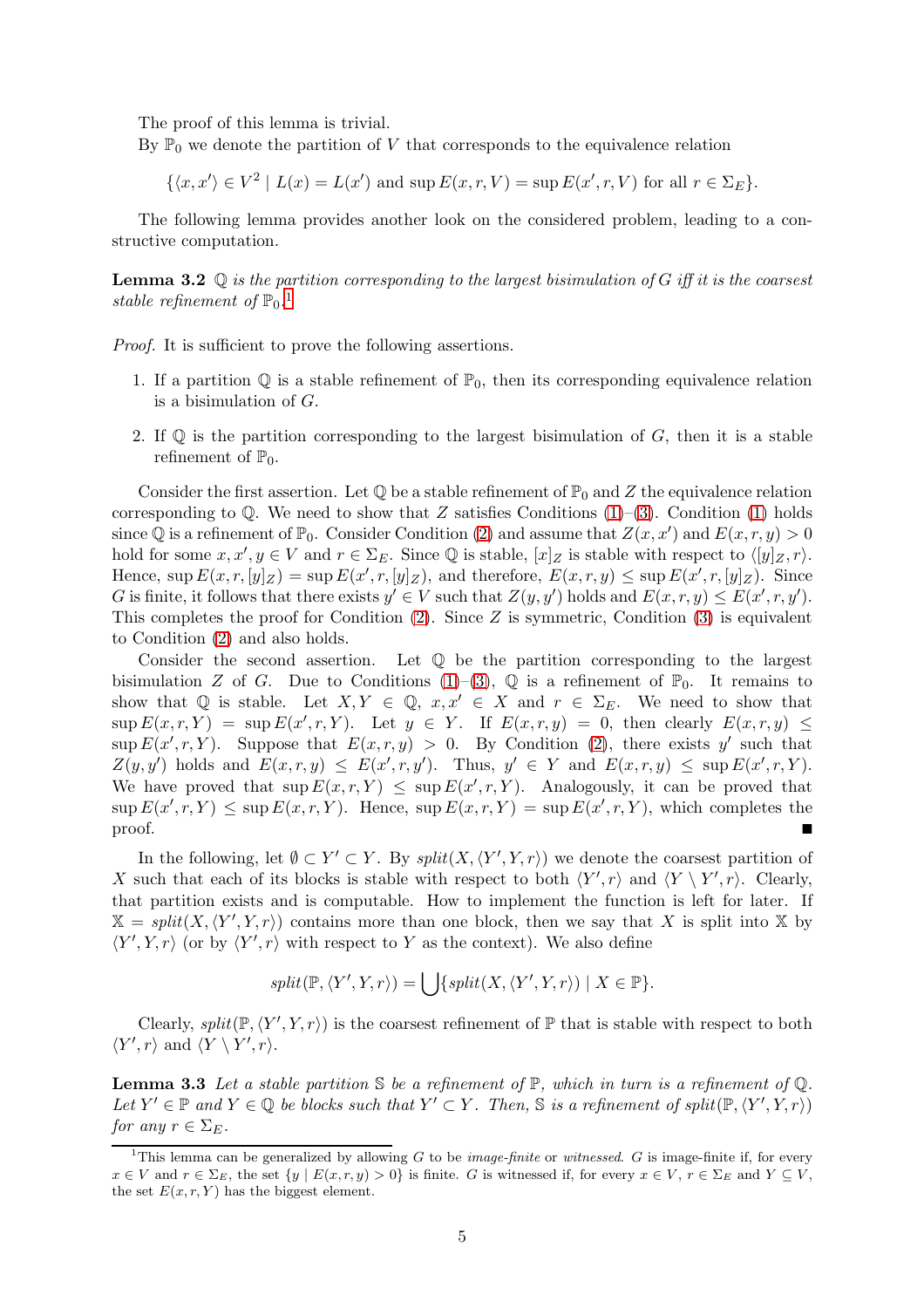The proof of this lemma is trivial.

By $\mathbb{P}_0$ we denote the partition of $V$ that corresponds to the equivalence relation

$$\{\langle x, x'\rangle \in V^2 \mid L(x) = L(x') \text{ and } \sup E(x, r, V) = \sup E(x', r, V) \text{ for all } r \in \Sigma_E\}.$$

The following lemma provides another look on the considered problem, leading to a constructive computation.

**Lemma 3.2** *$\mathbb{Q}$ is the partition corresponding to the largest bisimulation of $G$ iff it is the coarsest stable refinement of $\mathbb{P}_0$.*[1]

*Proof.* It is sufficient to prove the following assertions.

1. If a partition $\mathbb{Q}$ is a stable refinement of $\mathbb{P}_0$, then its corresponding equivalence relation is a bisimulation of $G$.
2. If $\mathbb{Q}$ is the partition corresponding to the largest bisimulation of $G$, then it is a stable refinement of $\mathbb{P}_0$.

Consider the first assertion. Let $\mathbb{Q}$ be a stable refinement of $\mathbb{P}_0$ and $Z$ the equivalence relation corresponding to $\mathbb{Q}$. We need to show that $Z$ satisfies Conditions (1)–(3). Condition (1) holds since $\mathbb{Q}$ is a refinement of $\mathbb{P}_0$. Consider Condition (2) and assume that $Z(x, x')$ and $E(x, r, y) > 0$ hold for some $x, x', y \in V$ and $r \in \Sigma_E$. Since $\mathbb{Q}$ is stable, $[x]_Z$ is stable with respect to $\langle [y]_Z, r\rangle$. Hence, $\sup E(x, r, [y]_Z) = \sup E(x', r, [y]_Z)$, and therefore, $E(x, r, y) \leq \sup E(x', r, [y]_Z)$. Since $G$ is finite, it follows that there exists $y' \in V$ such that $Z(y, y')$ holds and $E(x, r, y) \leq E(x', r, y')$. This completes the proof for Condition (2). Since $Z$ is symmetric, Condition (3) is equivalent to Condition (2) and also holds.

Consider the second assertion. Let $\mathbb{Q}$ be the partition corresponding to the largest bisimulation $Z$ of $G$. Due to Conditions (1)–(3), $\mathbb{Q}$ is a refinement of $\mathbb{P}_0$. It remains to show that $\mathbb{Q}$ is stable. Let $X, Y \in \mathbb{Q}$, $x, x' \in X$ and $r \in \Sigma_E$. We need to show that $\sup E(x, r, Y) = \sup E(x', r, Y)$. Let $y \in Y$. If $E(x, r, y) = 0$, then clearly $E(x, r, y) \leq \sup E(x', r, Y)$. Suppose that $E(x, r, y) > 0$. By Condition (2), there exists $y'$ such that $Z(y, y')$ holds and $E(x, r, y) \leq E(x', r, y')$. Thus, $y' \in Y$ and $E(x, r, y) \leq \sup E(x', r, Y)$. We have proved that $\sup E(x, r, Y) \leq \sup E(x', r, Y)$. Analogously, it can be proved that $\sup E(x', r, Y) \leq \sup E(x, r, Y)$. Hence, $\sup E(x, r, Y) = \sup E(x', r, Y)$, which completes the proof. ∎

In the following, let $\emptyset \subset Y' \subset Y$. By $\mathit{split}(X, \langle Y', Y, r\rangle)$ we denote the coarsest partition of $X$ such that each of its blocks is stable with respect to both $\langle Y', r\rangle$ and $\langle Y \setminus Y', r\rangle$. Clearly, that partition exists and is computable. How to implement the function is left for later. If $\mathbb{X} = \mathit{split}(X, \langle Y', Y, r\rangle)$ contains more than one block, then we say that $X$ is split into $\mathbb{X}$ by $\langle Y', Y, r\rangle$ (or by $\langle Y', r\rangle$ with respect to $Y$ as the context). We also define

$$\mathit{split}(\mathbb{P}, \langle Y', Y, r\rangle) = \bigcup\{\mathit{split}(X, \langle Y', Y, r\rangle) \mid X \in \mathbb{P}\}.$$

Clearly, $\mathit{split}(\mathbb{P}, \langle Y', Y, r\rangle)$ is the coarsest refinement of $\mathbb{P}$ that is stable with respect to both $\langle Y', r\rangle$ and $\langle Y \setminus Y', r\rangle$.

**Lemma 3.3** *Let a stable partition $\mathbb{S}$ be a refinement of $\mathbb{P}$, which in turn is a refinement of $\mathbb{Q}$. Let $Y' \in \mathbb{P}$ and $Y \in \mathbb{Q}$ be blocks such that $Y' \subset Y$. Then, $\mathbb{S}$ is a refinement of $\mathit{split}(\mathbb{P}, \langle Y', Y, r\rangle)$ for any $r \in \Sigma_E$.*

[1] This lemma can be generalized by allowing $G$ to be *image-finite* or *witnessed*. $G$ is image-finite if, for every $x \in V$ and $r \in \Sigma_E$, the set $\{y \mid E(x, r, y) > 0\}$ is finite. $G$ is witnessed if, for every $x \in V$, $r \in \Sigma_E$ and $Y \subseteq V$, the set $E(x, r, Y)$ has the biggest element.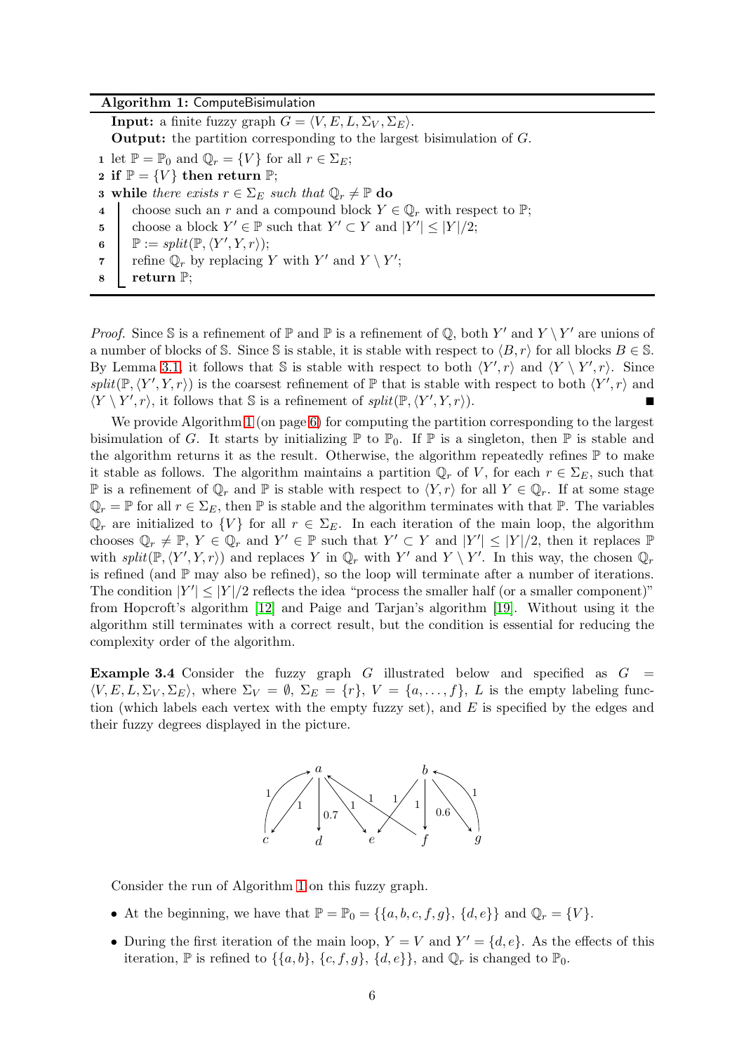**Algorithm 1:** ComputeBisimulation

```
Input: a finite fuzzy graph G = ⟨V, E, L, Σ_V, Σ_E⟩.
Output: the partition corresponding to the largest bisimulation of G.
1 let ℙ = ℙ_0 and ℚ_r = {V} for all r ∈ Σ_E;
2 if ℙ = {V} then return ℙ;
3 while there exists r ∈ Σ_E such that ℚ_r ≠ ℙ do
4     choose such an r and a compound block Y ∈ ℚ_r with respect to ℙ;
5     choose a block Y' ∈ ℙ such that Y' ⊂ Y and |Y'| ≤ |Y|/2;
6     ℙ := split(ℙ, ⟨Y', Y, r⟩);
7     refine ℚ_r by replacing Y with Y' and Y \ Y';
8     return ℙ;
```

*Proof.* Since $\mathbb{S}$ is a refinement of $\mathbb{P}$ and $\mathbb{P}$ is a refinement of $\mathbb{Q}$, both $Y'$ and $Y \setminus Y'$ are unions of a number of blocks of $\mathbb{S}$. Since $\mathbb{S}$ is stable, it is stable with respect to $\langle B, r\rangle$ for all blocks $B \in \mathbb{S}$. By Lemma 3.1, it follows that $\mathbb{S}$ is stable with respect to both $\langle Y', r\rangle$ and $\langle Y \setminus Y', r\rangle$. Since $split(\mathbb{P}, \langle Y', Y, r\rangle)$ is the coarsest refinement of $\mathbb{P}$ that is stable with respect to both $\langle Y', r\rangle$ and $\langle Y \setminus Y', r\rangle$, it follows that $\mathbb{S}$ is a refinement of $split(\mathbb{P}, \langle Y', Y, r\rangle)$. ∎

We provide Algorithm 1 (on page 6) for computing the partition corresponding to the largest bisimulation of $G$. It starts by initializing $\mathbb{P}$ to $\mathbb{P}_0$. If $\mathbb{P}$ is a singleton, then $\mathbb{P}$ is stable and the algorithm returns it as the result. Otherwise, the algorithm repeatedly refines $\mathbb{P}$ to make it stable as follows. The algorithm maintains a partition $\mathbb{Q}_r$ of $V$, for each $r \in \Sigma_E$, such that $\mathbb{P}$ is a refinement of $\mathbb{Q}_r$ and $\mathbb{P}$ is stable with respect to $\langle Y, r\rangle$ for all $Y \in \mathbb{Q}_r$. If at some stage $\mathbb{Q}_r = \mathbb{P}$ for all $r \in \Sigma_E$, then $\mathbb{P}$ is stable and the algorithm terminates with that $\mathbb{P}$. The variables $\mathbb{Q}_r$ are initialized to $\{V\}$ for all $r \in \Sigma_E$. In each iteration of the main loop, the algorithm chooses $\mathbb{Q}_r \neq \mathbb{P}$, $Y \in \mathbb{Q}_r$ and $Y' \in \mathbb{P}$ such that $Y' \subset Y$ and $|Y'| \leq |Y|/2$, then it replaces $\mathbb{P}$ with $split(\mathbb{P}, \langle Y', Y, r\rangle)$ and replaces $Y$ in $\mathbb{Q}_r$ with $Y'$ and $Y \setminus Y'$. In this way, the chosen $\mathbb{Q}_r$ is refined (and $\mathbb{P}$ may also be refined), so the loop will terminate after a number of iterations. The condition $|Y'| \leq |Y|/2$ reflects the idea "process the smaller half (or a smaller component)" from Hopcroft's algorithm [12] and Paige and Tarjan's algorithm [19]. Without using it the algorithm still terminates with a correct result, but the condition is essential for reducing the complexity order of the algorithm.

**Example 3.4** Consider the fuzzy graph $G$ illustrated below and specified as $G = \langle V, E, L, \Sigma_V, \Sigma_E\rangle$, where $\Sigma_V = \emptyset$, $\Sigma_E = \{r\}$, $V = \{a, \ldots, f\}$, $L$ is the empty labeling function (which labels each vertex with the empty fuzzy set), and $E$ is specified by the edges and their fuzzy degrees displayed in the picture.

Consider the run of Algorithm 1 on this fuzzy graph.

- At the beginning, we have that $\mathbb{P} = \mathbb{P}_0 = \{\{a, b, c, f, g\}, \{d, e\}\}$ and $\mathbb{Q}_r = \{V\}$.
- During the first iteration of the main loop, $Y = V$ and $Y' = \{d, e\}$. As the effects of this iteration, $\mathbb{P}$ is refined to $\{\{a, b\}, \{c, f, g\}, \{d, e\}\}$, and $\mathbb{Q}_r$ is changed to $\mathbb{P}_0$.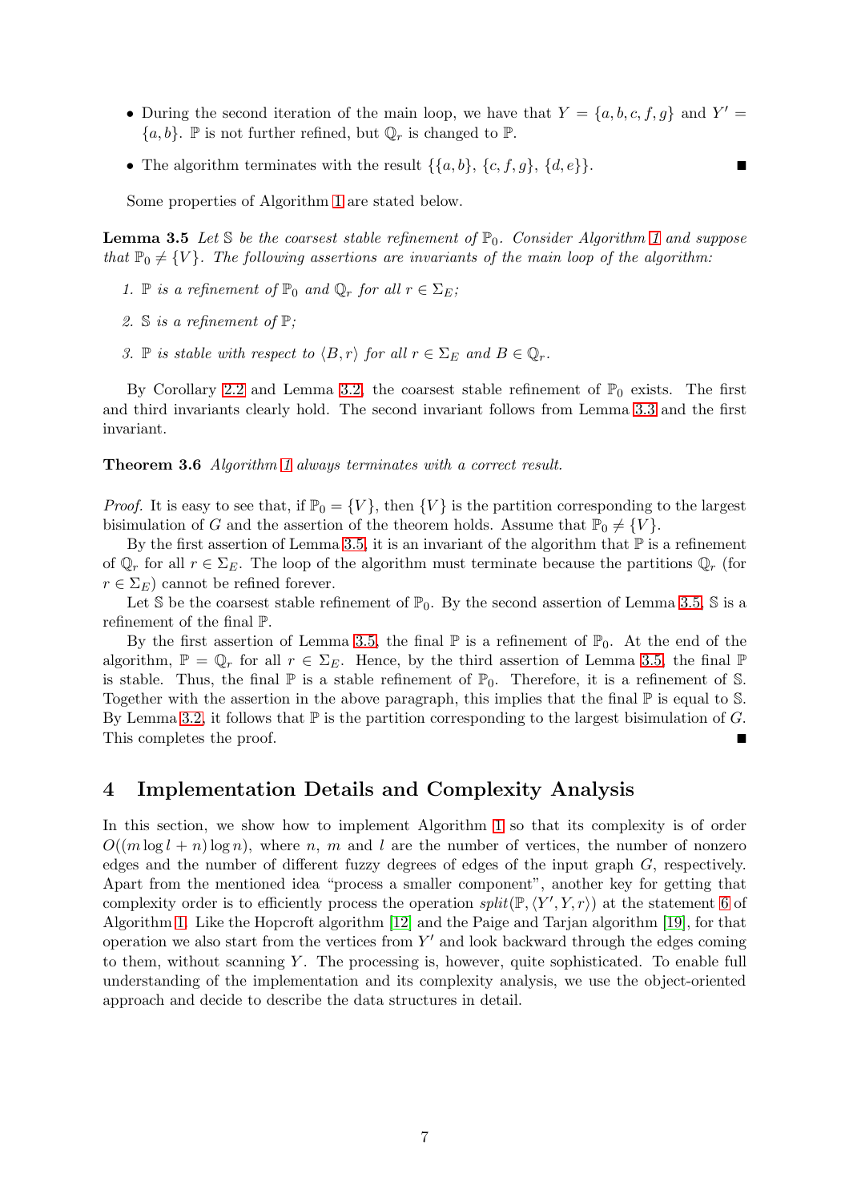- During the second iteration of the main loop, we have that $Y = \{a, b, c, f, g\}$ and $Y' = \{a, b\}$. $\mathbb{P}$ is not further refined, but $\mathbb{Q}_r$ is changed to $\mathbb{P}$.
- The algorithm terminates with the result $\{\{a, b\}, \{c, f, g\}, \{d, e\}\}$. ∎

Some properties of Algorithm 1 are stated below.

**Lemma 3.5** *Let $\mathbb{S}$ be the coarsest stable refinement of $\mathbb{P}_0$. Consider Algorithm 1 and suppose that $\mathbb{P}_0 \neq \{V\}$. The following assertions are invariants of the main loop of the algorithm:*

1. *$\mathbb{P}$ is a refinement of $\mathbb{P}_0$ and $\mathbb{Q}_r$ for all $r \in \Sigma_E$;*
2. *$\mathbb{S}$ is a refinement of $\mathbb{P}$;*
3. *$\mathbb{P}$ is stable with respect to $\langle B, r\rangle$ for all $r \in \Sigma_E$ and $B \in \mathbb{Q}_r$.*

By Corollary 2.2 and Lemma 3.2, the coarsest stable refinement of $\mathbb{P}_0$ exists. The first and third invariants clearly hold. The second invariant follows from Lemma 3.3 and the first invariant.

**Theorem 3.6** *Algorithm 1 always terminates with a correct result.*

*Proof.* It is easy to see that, if $\mathbb{P}_0 = \{V\}$, then $\{V\}$ is the partition corresponding to the largest bisimulation of $G$ and the assertion of the theorem holds. Assume that $\mathbb{P}_0 \neq \{V\}$.

By the first assertion of Lemma 3.5, it is an invariant of the algorithm that $\mathbb{P}$ is a refinement of $\mathbb{Q}_r$ for all $r \in \Sigma_E$. The loop of the algorithm must terminate because the partitions $\mathbb{Q}_r$ (for $r \in \Sigma_E$) cannot be refined forever.

Let $\mathbb{S}$ be the coarsest stable refinement of $\mathbb{P}_0$. By the second assertion of Lemma 3.5, $\mathbb{S}$ is a refinement of the final $\mathbb{P}$.

By the first assertion of Lemma 3.5, the final $\mathbb{P}$ is a refinement of $\mathbb{P}_0$. At the end of the algorithm, $\mathbb{P} = \mathbb{Q}_r$ for all $r \in \Sigma_E$. Hence, by the third assertion of Lemma 3.5, the final $\mathbb{P}$ is stable. Thus, the final $\mathbb{P}$ is a stable refinement of $\mathbb{P}_0$. Therefore, it is a refinement of $\mathbb{S}$. Together with the assertion in the above paragraph, this implies that the final $\mathbb{P}$ is equal to $\mathbb{S}$. By Lemma 3.2, it follows that $\mathbb{P}$ is the partition corresponding to the largest bisimulation of $G$. This completes the proof. ∎

# 4 Implementation Details and Complexity Analysis

In this section, we show how to implement Algorithm 1 so that its complexity is of order $O((m \log l + n) \log n)$, where $n$, $m$ and $l$ are the number of vertices, the number of nonzero edges and the number of different fuzzy degrees of edges of the input graph $G$, respectively. Apart from the mentioned idea "process a smaller component", another key for getting that complexity order is to efficiently process the operation $split(\mathbb{P}, \langle Y', Y, r\rangle)$ at the statement 6 of Algorithm 1. Like the Hopcroft algorithm [12] and the Paige and Tarjan algorithm [19], for that operation we also start from the vertices from $Y'$ and look backward through the edges coming to them, without scanning $Y$. The processing is, however, quite sophisticated. To enable full understanding of the implementation and its complexity analysis, we use the object-oriented approach and decide to describe the data structures in detail.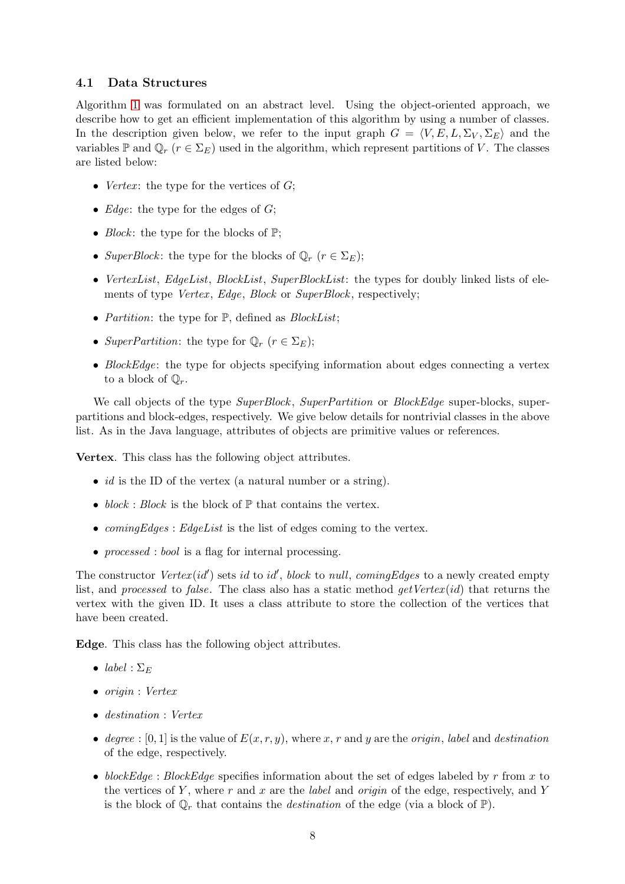### 4.1 Data Structures

Algorithm 1 was formulated on an abstract level. Using the object-oriented approach, we describe how to get an efficient implementation of this algorithm by using a number of classes. In the description given below, we refer to the input graph $G = \langle V, E, L, \Sigma_V, \Sigma_E \rangle$ and the variables $\mathbb{P}$ and $\mathbb{Q}_r$ ($r \in \Sigma_E$) used in the algorithm, which represent partitions of $V$. The classes are listed below:

- *Vertex*: the type for the vertices of $G$;
- *Edge*: the type for the edges of $G$;
- *Block*: the type for the blocks of $\mathbb{P}$;
- *SuperBlock*: the type for the blocks of $\mathbb{Q}_r$ ($r \in \Sigma_E$);
- *VertexList*, *EdgeList*, *BlockList*, *SuperBlockList*: the types for doubly linked lists of elements of type *Vertex*, *Edge*, *Block* or *SuperBlock*, respectively;
- *Partition*: the type for $\mathbb{P}$, defined as *BlockList*;
- *SuperPartition*: the type for $\mathbb{Q}_r$ ($r \in \Sigma_E$);
- *BlockEdge*: the type for objects specifying information about edges connecting a vertex to a block of $\mathbb{Q}_r$.

We call objects of the type *SuperBlock*, *SuperPartition* or *BlockEdge* super-blocks, super-partitions and block-edges, respectively. We give below details for nontrivial classes in the above list. As in the Java language, attributes of objects are primitive values or references.

**Vertex**. This class has the following object attributes.

- *id* is the ID of the vertex (a natural number or a string).
- *block* : *Block* is the block of $\mathbb{P}$ that contains the vertex.
- *comingEdges* : *EdgeList* is the list of edges coming to the vertex.
- *processed* : *bool* is a flag for internal processing.

The constructor *Vertex*($id'$) sets *id* to $id'$, *block* to *null*, *comingEdges* to a newly created empty list, and *processed* to *false*. The class also has a static method *getVertex*(*id*) that returns the vertex with the given ID. It uses a class attribute to store the collection of the vertices that have been created.

**Edge**. This class has the following object attributes.

- *label* : $\Sigma_E$
- *origin* : *Vertex*
- *destination* : *Vertex*
- *degree* : $[0, 1]$ is the value of $E(x, r, y)$, where $x$, $r$ and $y$ are the *origin*, *label* and *destination* of the edge, respectively.
- *blockEdge* : *BlockEdge* specifies information about the set of edges labeled by $r$ from $x$ to the vertices of $Y$, where $r$ and $x$ are the *label* and *origin* of the edge, respectively, and $Y$ is the block of $\mathbb{Q}_r$ that contains the *destination* of the edge (via a block of $\mathbb{P}$).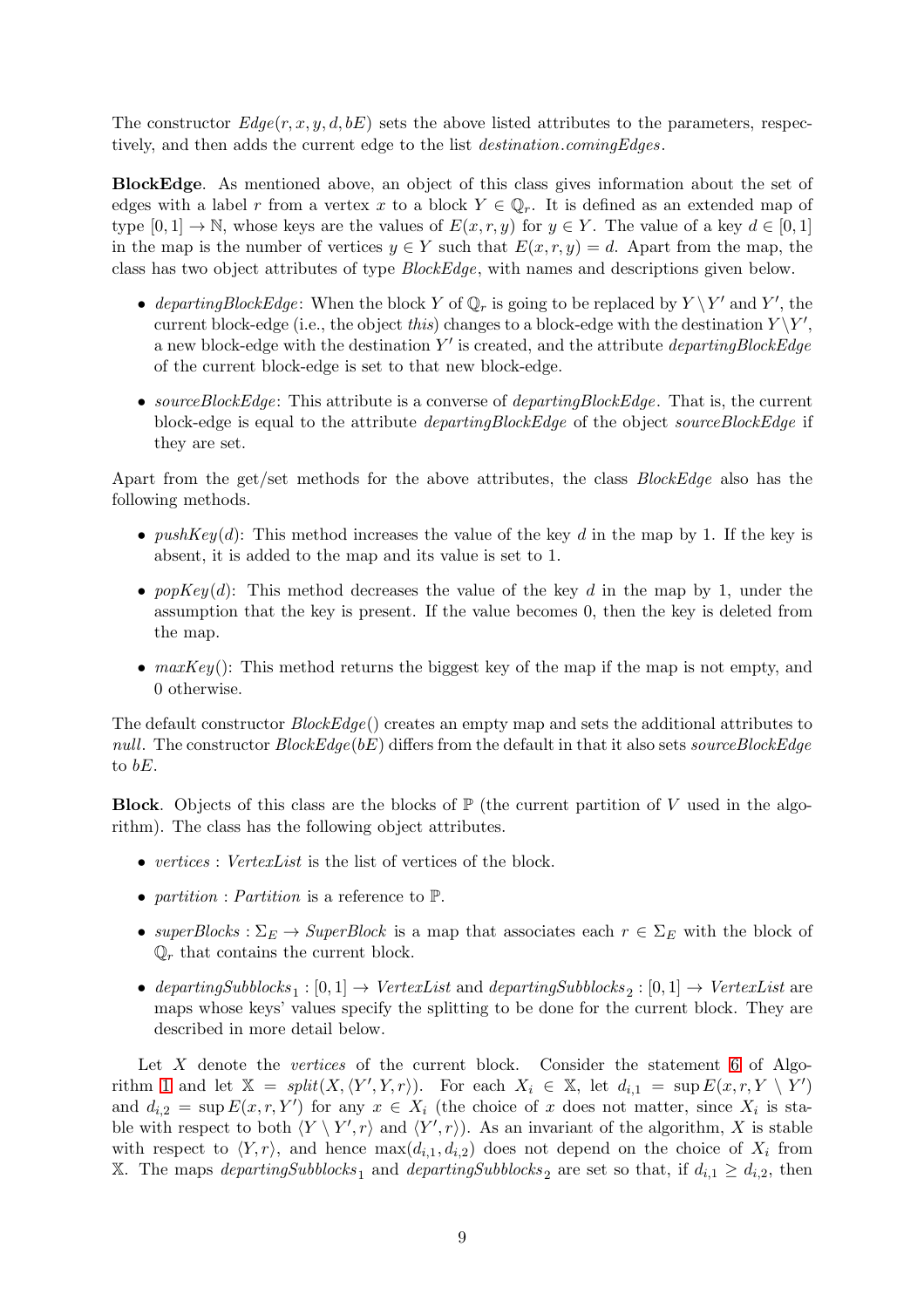The constructor $Edge(r, x, y, d, bE)$ sets the above listed attributes to the parameters, respectively, and then adds the current edge to the list *destination.comingEdges*.

**BlockEdge**. As mentioned above, an object of this class gives information about the set of edges with a label $r$ from a vertex $x$ to a block $Y \in \mathbb{Q}_r$. It is defined as an extended map of type $[0, 1] \to \mathbb{N}$, whose keys are the values of $E(x, r, y)$ for $y \in Y$. The value of a key $d \in [0, 1]$ in the map is the number of vertices $y \in Y$ such that $E(x, r, y) = d$. Apart from the map, the class has two object attributes of type *BlockEdge*, with names and descriptions given below.

- *departingBlockEdge*: When the block $Y$ of $\mathbb{Q}_r$ is going to be replaced by $Y \setminus Y'$ and $Y'$, the current block-edge (i.e., the object *this*) changes to a block-edge with the destination $Y \setminus Y'$, a new block-edge with the destination $Y'$ is created, and the attribute *departingBlockEdge* of the current block-edge is set to that new block-edge.
- *sourceBlockEdge*: This attribute is a converse of *departingBlockEdge*. That is, the current block-edge is equal to the attribute *departingBlockEdge* of the object *sourceBlockEdge* if they are set.

Apart from the get/set methods for the above attributes, the class *BlockEdge* also has the following methods.

- *pushKey*($d$): This method increases the value of the key $d$ in the map by 1. If the key is absent, it is added to the map and its value is set to 1.
- *popKey*($d$): This method decreases the value of the key $d$ in the map by 1, under the assumption that the key is present. If the value becomes 0, then the key is deleted from the map.
- *maxKey*(): This method returns the biggest key of the map if the map is not empty, and 0 otherwise.

The default constructor *BlockEdge*() creates an empty map and sets the additional attributes to *null*. The constructor *BlockEdge*($bE$) differs from the default in that it also sets *sourceBlockEdge* to $bE$.

**Block**. Objects of this class are the blocks of $\mathbb{P}$ (the current partition of $V$ used in the algorithm). The class has the following object attributes.

- *vertices* : *VertexList* is the list of vertices of the block.
- *partition* : *Partition* is a reference to $\mathbb{P}$.
- *superBlocks* : $\Sigma_E \to$ *SuperBlock* is a map that associates each $r \in \Sigma_E$ with the block of $\mathbb{Q}_r$ that contains the current block.
- *departingSubblocks*$_1$ : $[0, 1] \to$ *VertexList* and *departingSubblocks*$_2$ : $[0, 1] \to$ *VertexList* are maps whose keys' values specify the splitting to be done for the current block. They are described in more detail below.

Let $X$ denote the *vertices* of the current block. Consider the statement 6 of Algorithm 1 and let $\mathbb{X} = split(X, \langle Y', Y, r \rangle)$. For each $X_i \in \mathbb{X}$, let $d_{i,1} = \sup E(x, r, Y \setminus Y')$ and $d_{i,2} = \sup E(x, r, Y')$ for any $x \in X_i$ (the choice of $x$ does not matter, since $X_i$ is stable with respect to both $\langle Y \setminus Y', r \rangle$ and $\langle Y', r \rangle$). As an invariant of the algorithm, $X$ is stable with respect to $\langle Y, r \rangle$, and hence $\max(d_{i,1}, d_{i,2})$ does not depend on the choice of $X_i$ from $\mathbb{X}$. The maps *departingSubblocks*$_1$ and *departingSubblocks*$_2$ are set so that, if $d_{i,1} \geq d_{i,2}$, then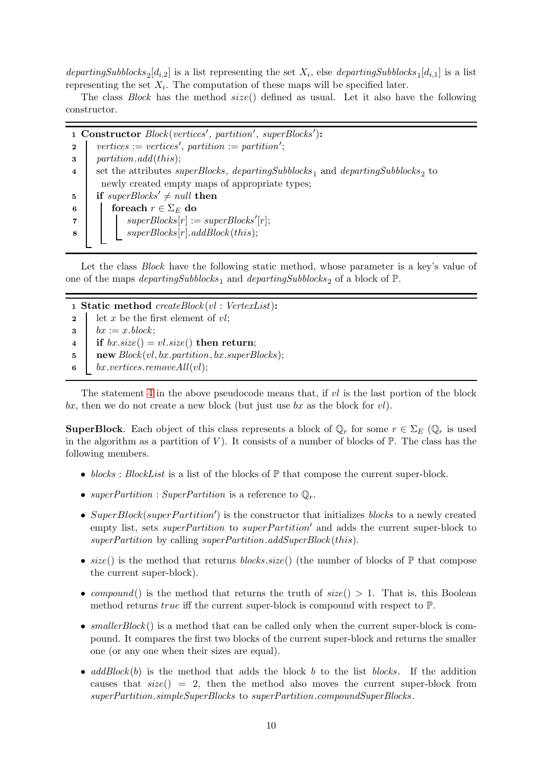*departingSubblocks*$_2[d_{i,2}]$ is a list representing the set $X_i$, else *departingSubblocks*$_1[d_{i,1}]$ is a list representing the set $X_i$. The computation of these maps will be specified later.

The class *Block* has the method *size*() defined as usual. Let it also have the following constructor.

```
1 Constructor Block(vertices', partition', superBlocks'):
2     vertices := vertices', partition := partition';
3     partition.add(this);
4     set the attributes superBlocks, departingSubblocks_1 and departingSubblocks_2 to
      newly created empty maps of appropriate types;
5     if superBlocks' ≠ null then
6         foreach r ∈ Σ_E do
7             superBlocks[r] := superBlocks'[r];
8             superBlocks[r].addBlock(this);
```

Let the class *Block* have the following static method, whose parameter is a key's value of one of the maps *departingSubblocks*$_1$ and *departingSubblocks*$_2$ of a block of $\mathbb{P}$.

```
1 Static method createBlock(vl : VertexList):
2     let x be the first element of vl;
3     bx := x.block;
4     if bx.size() = vl.size() then return;
5     new Block(vl, bx.partition, bx.superBlocks);
6     bx.vertices.removeAll(vl);
```

The statement 4 in the above pseudocode means that, if *vl* is the last portion of the block *bx*, then we do not create a new block (but just use *bx* as the block for *vl*).

**SuperBlock**. Each object of this class represents a block of $\mathbb{Q}_r$ for some $r \in \Sigma_E$ ($\mathbb{Q}_r$ is used in the algorithm as a partition of $V$). It consists of a number of blocks of $\mathbb{P}$. The class has the following members.

- *blocks* : *BlockList* is a list of the blocks of $\mathbb{P}$ that compose the current super-block.
- *superPartition* : *SuperPartition* is a reference to $\mathbb{Q}_r$.
- *SuperBlock*(*superPartition*$'$) is the constructor that initializes *blocks* to a newly created empty list, sets *superPartition* to *superPartition*$'$ and adds the current super-block to *superPartition* by calling *superPartition.addSuperBlock*(*this*).
- *size*() is the method that returns *blocks.size*() (the number of blocks of $\mathbb{P}$ that compose the current super-block).
- *compound*() is the method that returns the truth of *size*() $> 1$. That is, this Boolean method returns *true* iff the current super-block is compound with respect to $\mathbb{P}$.
- *smallerBlock*() is a method that can be called only when the current super-block is compound. It compares the first two blocks of the current super-block and returns the smaller one (or any one when their sizes are equal).
- *addBlock*($b$) is the method that adds the block $b$ to the list *blocks*. If the addition causes that *size*() $= 2$, then the method also moves the current super-block from *superPartition.simpleSuperBlocks* to *superPartition.compoundSuperBlocks*.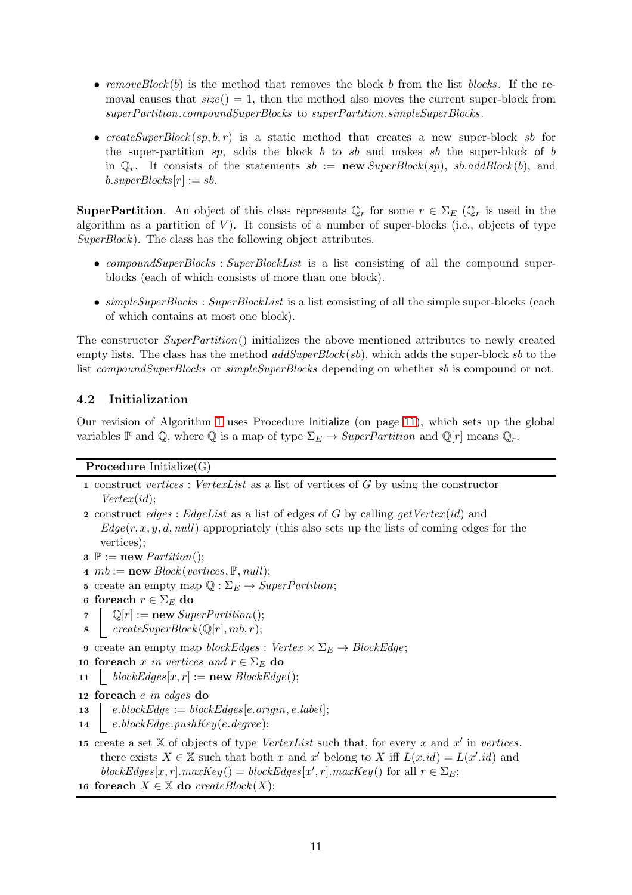- *removeBlock*($b$) is the method that removes the block $b$ from the list *blocks*. If the removal causes that *size*() $= 1$, then the method also moves the current super-block from *superPartition.compoundSuperBlocks* to *superPartition.simpleSuperBlocks*.
- *createSuperBlock*($sp, b, r$) is a static method that creates a new super-block $sb$ for the super-partition $sp$, adds the block $b$ to $sb$ and makes $sb$ the super-block of $b$ in $\mathbb{Q}_r$. It consists of the statements $sb :=$ **new** *SuperBlock*($sp$), *sb.addBlock*($b$), and *b.superBlocks*[$r$] $:= sb$.

**SuperPartition**. An object of this class represents $\mathbb{Q}_r$ for some $r \in \Sigma_E$ ($\mathbb{Q}_r$ is used in the algorithm as a partition of $V$). It consists of a number of super-blocks (i.e., objects of type *SuperBlock*). The class has the following object attributes.

- *compoundSuperBlocks* : *SuperBlockList* is a list consisting of all the compound super-blocks (each of which consists of more than one block).
- *simpleSuperBlocks* : *SuperBlockList* is a list consisting of all the simple super-blocks (each of which contains at most one block).

The constructor *SuperPartition*() initializes the above mentioned attributes to newly created empty lists. The class has the method *addSuperBlock*($sb$), which adds the super-block $sb$ to the list *compoundSuperBlocks* or *simpleSuperBlocks* depending on whether $sb$ is compound or not.

## 4.2 Initialization

Our revision of Algorithm 1 uses Procedure Initialize (on page 11), which sets up the global variables $\mathbb{P}$ and $\mathbb{Q}$, where $\mathbb{Q}$ is a map of type $\Sigma_E \to$ *SuperPartition* and $\mathbb{Q}[r]$ means $\mathbb{Q}_r$.

**Procedure** Initialize(G)

1. construct *vertices* : *VertexList* as a list of vertices of $G$ by using the constructor *Vertex*(*id*);
2. construct *edges* : *EdgeList* as a list of edges of $G$ by calling *getVertex*(*id*) and *Edge*($r, x, y, d$, *null*) appropriately (this also sets up the lists of coming edges for the vertices);
3. $\mathbb{P} :=$ **new** *Partition*();
4. $mb :=$ **new** *Block*(*vertices*, $\mathbb{P}$, *null*);
5. create an empty map $\mathbb{Q} : \Sigma_E \to$ *SuperPartition*;
6. **foreach** $r \in \Sigma_E$ **do**
7. &nbsp;&nbsp;&nbsp;&nbsp;$\mathbb{Q}[r] :=$ **new** *SuperPartition*();
8. &nbsp;&nbsp;&nbsp;&nbsp;*createSuperBlock*($\mathbb{Q}[r], mb, r$);
9. create an empty map *blockEdges* : *Vertex* $\times\, \Sigma_E \to$ *BlockEdge*;
10. **foreach** $x$ *in vertices and* $r \in \Sigma_E$ **do**
11. &nbsp;&nbsp;&nbsp;&nbsp;*blockEdges*[$x, r$] $:=$ **new** *BlockEdge*();
12. **foreach** $e$ *in edges* **do**
13. &nbsp;&nbsp;&nbsp;&nbsp;*e.blockEdge* $:=$ *blockEdges*[*e.origin*, *e.label*];
14. &nbsp;&nbsp;&nbsp;&nbsp;*e.blockEdge.pushKey*(*e.degree*);
15. create a set $\mathbb{X}$ of objects of type *VertexList* such that, for every $x$ and $x'$ in *vertices*, there exists $X \in \mathbb{X}$ such that both $x$ and $x'$ belong to $X$ iff $L(x.id) = L(x'.id)$ and *blockEdges*[$x, r$].*maxKey*() $=$ *blockEdges*[$x', r$].*maxKey*() for all $r \in \Sigma_E$;
16. **foreach** $X \in \mathbb{X}$ **do** *createBlock*($X$);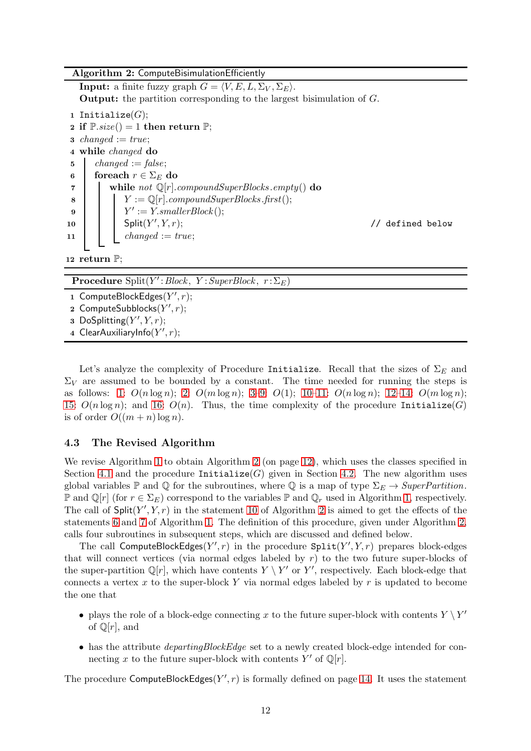**Algorithm 2:** ComputeBisimulationEfficiently

**Input:** a finite fuzzy graph $G = \langle V, E, L, \Sigma_V, \Sigma_E \rangle$.
**Output:** the partition corresponding to the largest bisimulation of $G$.

```
1  Initialize(G);
2  if P.size() = 1 then return P;
3  changed := true;
4  while changed do
5      changed := false;
6      foreach r ∈ Σ_E do
7          while not Q[r].compoundSuperBlocks.empty() do
8              Y := Q[r].compoundSuperBlocks.first();
9              Y' := Y.smallerBlock();
10             Split(Y', Y, r);                          // defined below
11             changed := true;
12 return P;
```

**Procedure** Split($Y'$: *Block*, $Y$: *SuperBlock*, $r$: $\Sigma_E$)

```
1  ComputeBlockEdges(Y', r);
2  ComputeSubblocks(Y', r);
3  DoSplitting(Y', Y, r);
4  ClearAuxiliaryInfo(Y', r);
```

Let's analyze the complexity of Procedure `Initialize`. Recall that the sizes of $\Sigma_E$ and $\Sigma_V$ are assumed to be bounded by a constant. The time needed for running the steps is as follows: 1: $O(n \log n)$; 2: $O(m \log n)$; 3–9: $O(1)$; 10–11: $O(n \log n)$; 12–14: $O(m \log n)$; 15: $O(n \log n)$; and 16: $O(n)$. Thus, the time complexity of the procedure `Initialize(G)` is of order $O((m + n) \log n)$.

### 4.3 The Revised Algorithm

We revise Algorithm 1 to obtain Algorithm 2 (on page 12), which uses the classes specified in Section 4.1 and the procedure `Initialize(G)` given in Section 4.2. The new algorithm uses global variables $\mathbb{P}$ and $\mathbb{Q}$ for the subroutines, where $\mathbb{Q}$ is a map of type $\Sigma_E \rightarrow$ *SuperPartition*. $\mathbb{P}$ and $\mathbb{Q}[r]$ (for $r \in \Sigma_E$) correspond to the variables $\mathbb{P}$ and $\mathbb{Q}_r$ used in Algorithm 1, respectively. The call of Split($Y', Y, r$) in the statement 10 of Algorithm 2 is aimed to get the effects of the statements 6 and 7 of Algorithm 1. The definition of this procedure, given under Algorithm 2, calls four subroutines in subsequent steps, which are discussed and defined below.

The call ComputeBlockEdges($Y', r$) in the procedure `Split(Y', Y, r)` prepares block-edges that will connect vertices (via normal edges labeled by $r$) to the two future super-blocks of the super-partition $\mathbb{Q}[r]$, which have contents $Y \setminus Y'$ or $Y'$, respectively. Each block-edge that connects a vertex $x$ to the super-block $Y$ via normal edges labeled by $r$ is updated to become the one that

- plays the role of a block-edge connecting $x$ to the future super-block with contents $Y \setminus Y'$ of $\mathbb{Q}[r]$, and
- has the attribute *departingBlockEdge* set to a newly created block-edge intended for connecting $x$ to the future super-block with contents $Y'$ of $\mathbb{Q}[r]$.

The procedure ComputeBlockEdges($Y', r$) is formally defined on page 14. It uses the statement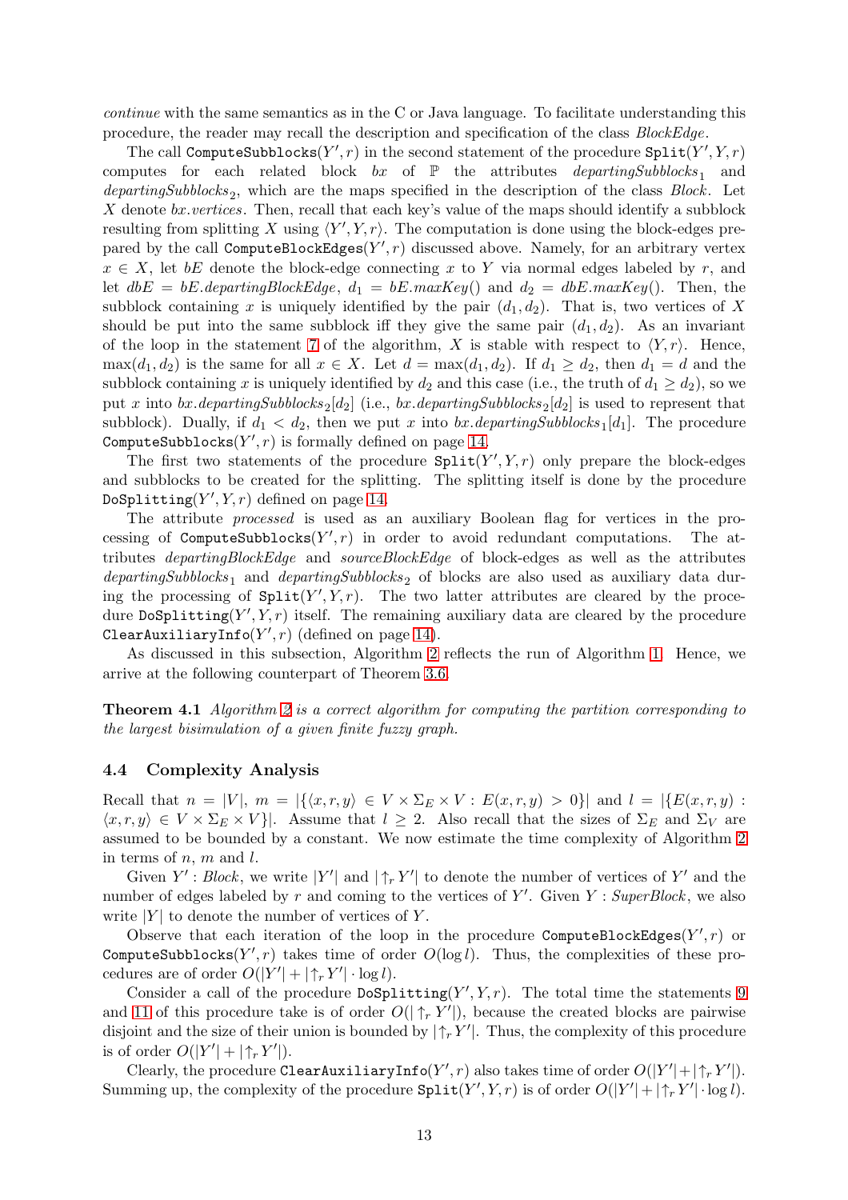*continue* with the same semantics as in the C or Java language. To facilitate understanding this procedure, the reader may recall the description and specification of the class *BlockEdge*.

The call `ComputeSubblocks`$(Y', r)$ in the second statement of the procedure `Split`$(Y', Y, r)$ computes for each related block $bx$ of $\mathbb{P}$ the attributes $\mathit{departingSubblocks}_1$ and $\mathit{departingSubblocks}_2$, which are the maps specified in the description of the class *Block*. Let $X$ denote $bx.vertices$. Then, recall that each key's value of the maps should identify a subblock resulting from splitting $X$ using $\langle Y', Y, r\rangle$. The computation is done using the block-edges prepared by the call `ComputeBlockEdges`$(Y', r)$ discussed above. Namely, for an arbitrary vertex $x \in X$, let $bE$ denote the block-edge connecting $x$ to $Y$ via normal edges labeled by $r$, and let $dbE = bE.departingBlockEdge$, $d_1 = bE.maxKey()$ and $d_2 = dbE.maxKey()$. Then, the subblock containing $x$ is uniquely identified by the pair $(d_1, d_2)$. That is, two vertices of $X$ should be put into the same subblock iff they give the same pair $(d_1, d_2)$. As an invariant of the loop in the statement 7 of the algorithm, $X$ is stable with respect to $\langle Y, r\rangle$. Hence, $\max(d_1, d_2)$ is the same for all $x \in X$. Let $d = \max(d_1, d_2)$. If $d_1 \geq d_2$, then $d_1 = d$ and the subblock containing $x$ is uniquely identified by $d_2$ and this case (i.e., the truth of $d_1 \geq d_2$), so we put $x$ into $bx.\mathit{departingSubblocks}_2[d_2]$ (i.e., $bx.\mathit{departingSubblocks}_2[d_2]$ is used to represent that subblock). Dually, if $d_1 < d_2$, then we put $x$ into $bx.\mathit{departingSubblocks}_1[d_1]$. The procedure `ComputeSubblocks`$(Y', r)$ is formally defined on page 14.

The first two statements of the procedure `Split`$(Y', Y, r)$ only prepare the block-edges and subblocks to be created for the splitting. The splitting itself is done by the procedure `DoSplitting`$(Y', Y, r)$ defined on page 14.

The attribute *processed* is used as an auxiliary Boolean flag for vertices in the processing of `ComputeSubblocks`$(Y', r)$ in order to avoid redundant computations. The attributes *departingBlockEdge* and *sourceBlockEdge* of block-edges as well as the attributes $\mathit{departingSubblocks}_1$ and $\mathit{departingSubblocks}_2$ of blocks are also used as auxiliary data during the processing of `Split`$(Y', Y, r)$. The two latter attributes are cleared by the procedure `DoSplitting`$(Y', Y, r)$ itself. The remaining auxiliary data are cleared by the procedure `ClearAuxiliaryInfo`$(Y', r)$ (defined on page 14).

As discussed in this subsection, Algorithm 2 reflects the run of Algorithm 1. Hence, we arrive at the following counterpart of Theorem 3.6.

**Theorem 4.1** *Algorithm 2 is a correct algorithm for computing the partition corresponding to the largest bisimulation of a given finite fuzzy graph.*

### 4.4 Complexity Analysis

Recall that $n = |V|$, $m = |\{\langle x, r, y\rangle \in V \times \Sigma_E \times V : E(x, r, y) > 0\}|$ and $l = |\{E(x, r, y) : \langle x, r, y\rangle \in V \times \Sigma_E \times V\}|$. Assume that $l \geq 2$. Also recall that the sizes of $\Sigma_E$ and $\Sigma_V$ are assumed to be bounded by a constant. We now estimate the time complexity of Algorithm 2 in terms of $n$, $m$ and $l$.

Given $Y' : \mathit{Block}$, we write $|Y'|$ and $|\!\uparrow_r Y'|$ to denote the number of vertices of $Y'$ and the number of edges labeled by $r$ and coming to the vertices of $Y'$. Given $Y : \mathit{SuperBlock}$, we also write $|Y|$ to denote the number of vertices of $Y$.

Observe that each iteration of the loop in the procedure `ComputeBlockEdges`$(Y', r)$ or `ComputeSubblocks`$(Y', r)$ takes time of order $O(\log l)$. Thus, the complexities of these procedures are of order $O(|Y'| + |\!\uparrow_r Y'| \cdot \log l)$.

Consider a call of the procedure `DoSplitting`$(Y', Y, r)$. The total time the statements 9 and 11 of this procedure take is of order $O(|\!\uparrow_r Y'|)$, because the created blocks are pairwise disjoint and the size of their union is bounded by $|\!\uparrow_r Y'|$. Thus, the complexity of this procedure is of order $O(|Y'| + |\!\uparrow_r Y'|)$.

Clearly, the procedure `ClearAuxiliaryInfo`$(Y', r)$ also takes time of order $O(|Y'| + |\!\uparrow_r Y'|)$. Summing up, the complexity of the procedure `Split`$(Y', Y, r)$ is of order $O(|Y'| + |\!\uparrow_r Y'| \cdot \log l)$.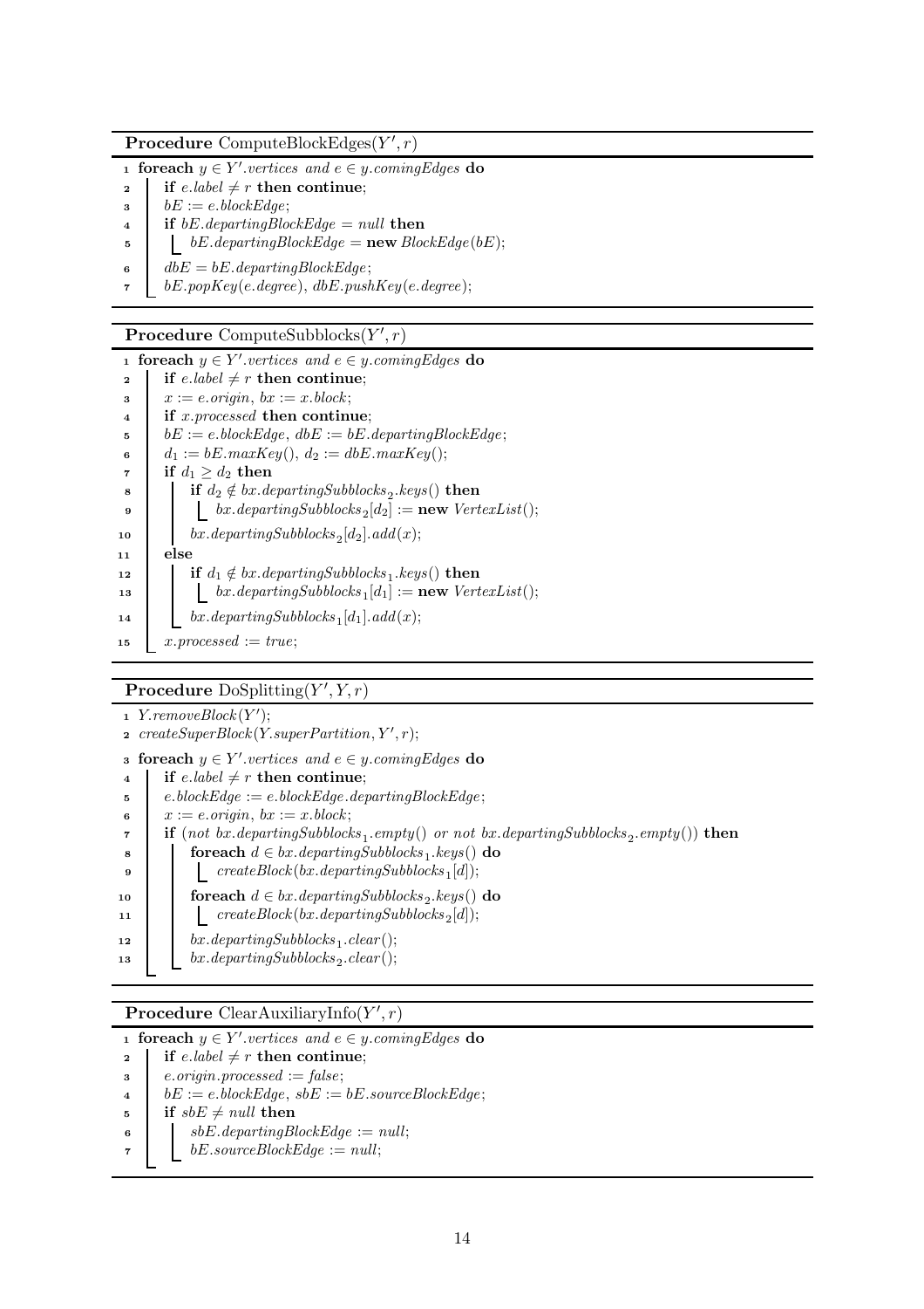**Procedure** ComputeBlockEdges($Y', r$)

```
1  foreach y ∈ Y'.vertices and e ∈ y.comingEdges do
2      if e.label ≠ r then continue;
3      bE := e.blockEdge;
4      if bE.departingBlockEdge = null then
5          bE.departingBlockEdge = new BlockEdge(bE);
6      dbE = bE.departingBlockEdge;
7      bE.popKey(e.degree), dbE.pushKey(e.degree);
```

**Procedure** ComputeSubblocks($Y', r$)

```
1  foreach y ∈ Y'.vertices and e ∈ y.comingEdges do
2      if e.label ≠ r then continue;
3      x := e.origin, bx := x.block;
4      if x.processed then continue;
5      bE := e.blockEdge, dbE := bE.departingBlockEdge;
6      d1 := bE.maxKey(), d2 := dbE.maxKey();
7      if d1 ≥ d2 then
8          if d2 ∉ bx.departingSubblocks2.keys() then
9              bx.departingSubblocks2[d2] := new VertexList();
10         bx.departingSubblocks2[d2].add(x);
11     else
12         if d1 ∉ bx.departingSubblocks1.keys() then
13             bx.departingSubblocks1[d1] := new VertexList();
14         bx.departingSubblocks1[d1].add(x);
15     x.processed := true;
```

**Procedure** DoSplitting($Y', Y, r$)

```
1  Y.removeBlock(Y');
2  createSuperBlock(Y.superPartition, Y', r);
3  foreach y ∈ Y'.vertices and e ∈ y.comingEdges do
4      if e.label ≠ r then continue;
5      e.blockEdge := e.blockEdge.departingBlockEdge;
6      x := e.origin, bx := x.block;
7      if (not bx.departingSubblocks1.empty() or not bx.departingSubblocks2.empty()) then
8          foreach d ∈ bx.departingSubblocks1.keys() do
9              createBlock(bx.departingSubblocks1[d]);
10         foreach d ∈ bx.departingSubblocks2.keys() do
11             createBlock(bx.departingSubblocks2[d]);
12         bx.departingSubblocks1.clear();
13         bx.departingSubblocks2.clear();
```

**Procedure** ClearAuxiliaryInfo($Y', r$)

```
1  foreach y ∈ Y'.vertices and e ∈ y.comingEdges do
2      if e.label ≠ r then continue;
3      e.origin.processed := false;
4      bE := e.blockEdge, sbE := bE.sourceBlockEdge;
5      if sbE ≠ null then
6          sbE.departingBlockEdge := null;
7          bE.sourceBlockEdge := null;
```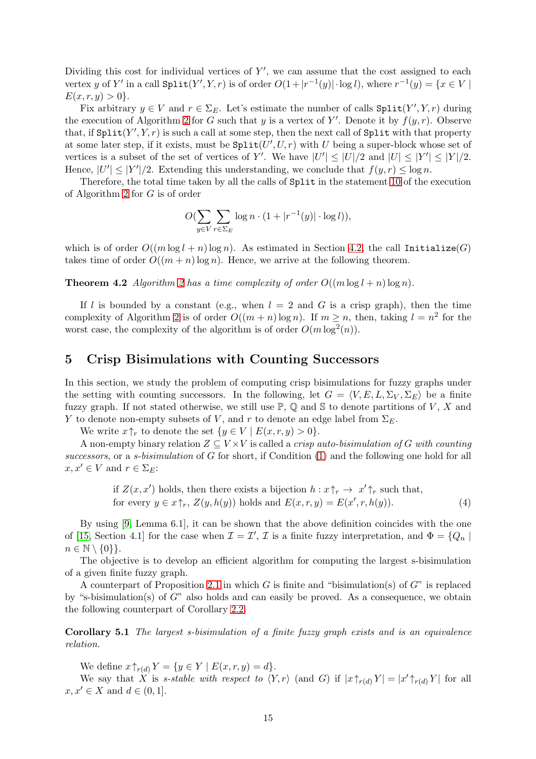Dividing this cost for individual vertices of $Y'$, we can assume that the cost assigned to each vertex $y$ of $Y'$ in a call $\texttt{Split}(Y', Y, r)$ is of order $O(1 + |r^{-1}(y)| \cdot \log l)$, where $r^{-1}(y) = \{x \in V \mid E(x, r, y) > 0\}$.

Fix arbitrary $y \in V$ and $r \in \Sigma_E$. Let's estimate the number of calls $\texttt{Split}(Y', Y, r)$ during the execution of Algorithm 2 for $G$ such that $y$ is a vertex of $Y'$. Denote it by $f(y, r)$. Observe that, if $\texttt{Split}(Y', Y, r)$ is such a call at some step, then the next call of $\texttt{Split}$ with that property at some later step, if it exists, must be $\texttt{Split}(U', U, r)$ with $U$ being a super-block whose set of vertices is a subset of the set of vertices of $Y'$. We have $|U'| \leq |U|/2$ and $|U| \leq |Y'| \leq |Y|/2$. Hence, $|U'| \leq |Y'|/2$. Extending this understanding, we conclude that $f(y, r) \leq \log n$.

Therefore, the total time taken by all the calls of $\texttt{Split}$ in the statement 10 of the execution of Algorithm 2 for $G$ is of order

$$O(\sum_{y \in V} \sum_{r \in \Sigma_E} \log n \cdot (1 + |r^{-1}(y)| \cdot \log l)),$$

which is of order $O((m \log l + n) \log n)$. As estimated in Section 4.2, the call $\texttt{Initialize}(G)$ takes time of order $O((m + n) \log n)$. Hence, we arrive at the following theorem.

**Theorem 4.2** *Algorithm 2 has a time complexity of order $O((m \log l + n) \log n)$.*

If $l$ is bounded by a constant (e.g., when $l = 2$ and $G$ is a crisp graph), then the time complexity of Algorithm 2 is of order $O((m + n) \log n)$. If $m \geq n$, then, taking $l = n^2$ for the worst case, the complexity of the algorithm is of order $O(m \log^2(n))$.

## 5 Crisp Bisimulations with Counting Successors

In this section, we study the problem of computing crisp bisimulations for fuzzy graphs under the setting with counting successors. In the following, let $G = \langle V, E, L, \Sigma_V, \Sigma_E \rangle$ be a finite fuzzy graph. If not stated otherwise, we still use $\mathbb{P}$, $\mathbb{Q}$ and $\mathbb{S}$ to denote partitions of $V$, $X$ and $Y$ to denote non-empty subsets of $V$, and $r$ to denote an edge label from $\Sigma_E$.

We write $x{\uparrow}_r$ to denote the set $\{y \in V \mid E(x, r, y) > 0\}$.

A non-empty binary relation $Z \subseteq V \times V$ is called a *crisp auto-bisimulation of* $G$ *with counting successors*, or a *s-bisimulation* of $G$ for short, if Condition (1) and the following one hold for all $x, x' \in V$ and $r \in \Sigma_E$:

$$\begin{array}{l} \text{if } Z(x, x') \text{ holds, then there exists a bijection } h : x{\uparrow}_r \to x'{\uparrow}_r \text{ such that,} \\ \text{for every } y \in x{\uparrow}_r,\ Z(y, h(y)) \text{ holds and } E(x, r, y) = E(x', r, h(y)). \end{array} \qquad (4)$$

By using [9, Lemma 6.1], it can be shown that the above definition coincides with the one of [15, Section 4.1] for the case when $\mathcal{I} = \mathcal{I}'$, $\mathcal{I}$ is a finite fuzzy interpretation, and $\Phi = \{Q_n \mid n \in \mathbb{N} \setminus \{0\}\}$.

The objective is to develop an efficient algorithm for computing the largest s-bisimulation of a given finite fuzzy graph.

A counterpart of Proposition 2.1 in which $G$ is finite and "bisimulation(s) of $G$" is replaced by "s-bisimulation(s) of $G$" also holds and can easily be proved. As a consequence, we obtain the following counterpart of Corollary 2.2.

**Corollary 5.1** *The largest s-bisimulation of a finite fuzzy graph exists and is an equivalence relation.*

We define $x{\uparrow}_{r(d)} Y = \{y \in Y \mid E(x, r, y) = d\}$.

We say that $X$ is *s-stable with respect to* $\langle Y, r \rangle$ (and $G$) if $|x{\uparrow}_{r(d)} Y| = |x'{\uparrow}_{r(d)} Y|$ for all $x, x' \in X$ and $d \in (0, 1]$.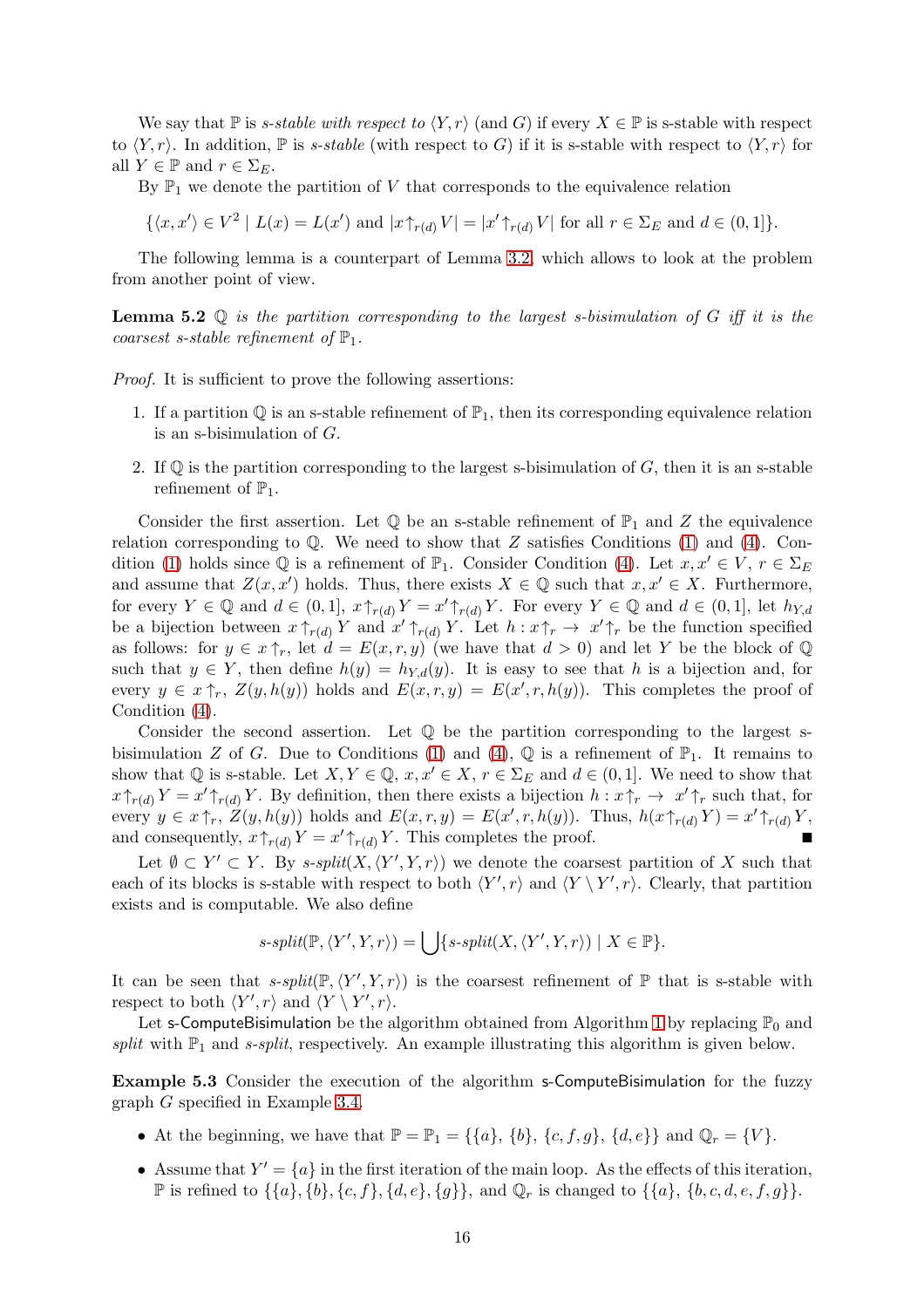We say that $\mathbb{P}$ is *s-stable with respect to* $\langle Y, r\rangle$ (and $G$) if every $X \in \mathbb{P}$ is s-stable with respect to $\langle Y, r\rangle$. In addition, $\mathbb{P}$ is *s-stable* (with respect to $G$) if it is s-stable with respect to $\langle Y, r\rangle$ for all $Y \in \mathbb{P}$ and $r \in \Sigma_E$.

By $\mathbb{P}_1$ we denote the partition of $V$ that corresponds to the equivalence relation

$$\{\langle x, x'\rangle \in V^2 \mid L(x) = L(x') \text{ and } |x{\uparrow_{r(d)}} V| = |x'{\uparrow_{r(d)}} V| \text{ for all } r \in \Sigma_E \text{ and } d \in (0, 1]\}.$$

The following lemma is a counterpart of Lemma 3.2, which allows to look at the problem from another point of view.

**Lemma 5.2** *$\mathbb{Q}$ is the partition corresponding to the largest s-bisimulation of $G$ iff it is the coarsest s-stable refinement of $\mathbb{P}_1$.*

*Proof.* It is sufficient to prove the following assertions:

1. If a partition $\mathbb{Q}$ is an s-stable refinement of $\mathbb{P}_1$, then its corresponding equivalence relation is an s-bisimulation of $G$.
2. If $\mathbb{Q}$ is the partition corresponding to the largest s-bisimulation of $G$, then it is an s-stable refinement of $\mathbb{P}_1$.

Consider the first assertion. Let $\mathbb{Q}$ be an s-stable refinement of $\mathbb{P}_1$ and $Z$ the equivalence relation corresponding to $\mathbb{Q}$. We need to show that $Z$ satisfies Conditions (1) and (4). Condition (1) holds since $\mathbb{Q}$ is a refinement of $\mathbb{P}_1$. Consider Condition (4). Let $x, x' \in V$, $r \in \Sigma_E$ and assume that $Z(x, x')$ holds. Thus, there exists $X \in \mathbb{Q}$ such that $x, x' \in X$. Furthermore, for every $Y \in \mathbb{Q}$ and $d \in (0, 1]$, $x{\uparrow_{r(d)}} Y = x'{\uparrow_{r(d)}} Y$. For every $Y \in \mathbb{Q}$ and $d \in (0, 1]$, let $h_{Y,d}$ be a bijection between $x{\uparrow_{r(d)}} Y$ and $x'{\uparrow_{r(d)}} Y$. Let $h : x{\uparrow_r} \to x'{\uparrow_r}$ be the function specified as follows: for $y \in x{\uparrow_r}$, let $d = E(x, r, y)$ (we have that $d > 0$) and let $Y$ be the block of $\mathbb{Q}$ such that $y \in Y$, then define $h(y) = h_{Y,d}(y)$. It is easy to see that $h$ is a bijection and, for every $y \in x{\uparrow_r}$, $Z(y, h(y))$ holds and $E(x, r, y) = E(x', r, h(y))$. This completes the proof of Condition (4).

Consider the second assertion. Let $\mathbb{Q}$ be the partition corresponding to the largest s-bisimulation $Z$ of $G$. Due to Conditions (1) and (4), $\mathbb{Q}$ is a refinement of $\mathbb{P}_1$. It remains to show that $\mathbb{Q}$ is s-stable. Let $X, Y \in \mathbb{Q}$, $x, x' \in X$, $r \in \Sigma_E$ and $d \in (0, 1]$. We need to show that $x{\uparrow_{r(d)}} Y = x'{\uparrow_{r(d)}} Y$. By definition, then there exists a bijection $h : x{\uparrow_r} \to x'{\uparrow_r}$ such that, for every $y \in x{\uparrow_r}$, $Z(y, h(y))$ holds and $E(x, r, y) = E(x', r, h(y))$. Thus, $h(x{\uparrow_{r(d)}} Y) = x'{\uparrow_{r(d)}} Y$, and consequently, $x{\uparrow_{r(d)}} Y = x'{\uparrow_{r(d)}} Y$. This completes the proof. ∎

Let $\emptyset \subset Y' \subset Y$. By *s-split*$(X, \langle Y', Y, r\rangle)$ we denote the coarsest partition of $X$ such that each of its blocks is s-stable with respect to both $\langle Y', r\rangle$ and $\langle Y \setminus Y', r\rangle$. Clearly, that partition exists and is computable. We also define

$$\textit{s-split}(\mathbb{P}, \langle Y', Y, r\rangle) = \bigcup\{\textit{s-split}(X, \langle Y', Y, r\rangle) \mid X \in \mathbb{P}\}.$$

It can be seen that *s-split*$(\mathbb{P}, \langle Y', Y, r\rangle)$ is the coarsest refinement of $\mathbb{P}$ that is s-stable with respect to both $\langle Y', r\rangle$ and $\langle Y \setminus Y', r\rangle$.

Let s-ComputeBisimulation be the algorithm obtained from Algorithm 1 by replacing $\mathbb{P}_0$ and *split* with $\mathbb{P}_1$ and *s-split*, respectively. An example illustrating this algorithm is given below.

**Example 5.3** Consider the execution of the algorithm s-ComputeBisimulation for the fuzzy graph $G$ specified in Example 3.4.

- At the beginning, we have that $\mathbb{P} = \mathbb{P}_1 = \{\{a\}, \{b\}, \{c, f, g\}, \{d, e\}\}$ and $\mathbb{Q}_r = \{V\}$.
- Assume that $Y' = \{a\}$ in the first iteration of the main loop. As the effects of this iteration, $\mathbb{P}$ is refined to $\{\{a\}, \{b\}, \{c, f\}, \{d, e\}, \{g\}\}$, and $\mathbb{Q}_r$ is changed to $\{\{a\}, \{b, c, d, e, f, g\}\}$.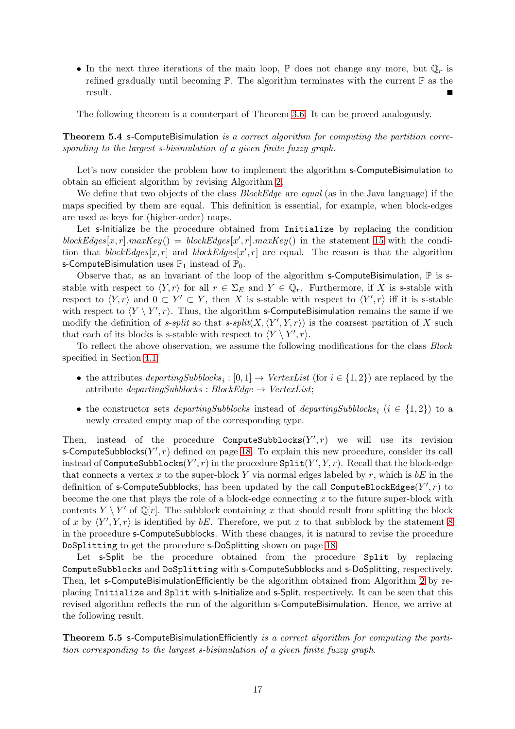- In the next three iterations of the main loop, $\mathbb{P}$ does not change any more, but $\mathbb{Q}_r$ is refined gradually until becoming $\mathbb{P}$. The algorithm terminates with the current $\mathbb{P}$ as the result. ∎

The following theorem is a counterpart of Theorem 3.6. It can be proved analogously.

**Theorem 5.4** s-ComputeBisimulation *is a correct algorithm for computing the partition corresponding to the largest s-bisimulation of a given finite fuzzy graph.*

Let's now consider the problem how to implement the algorithm s-ComputeBisimulation to obtain an efficient algorithm by revising Algorithm 2.

We define that two objects of the class *BlockEdge* are *equal* (as in the Java language) if the maps specified by them are equal. This definition is essential, for example, when block-edges are used as keys for (higher-order) maps.

Let s-Initialize be the procedure obtained from `Initialize` by replacing the condition $blockEdges[x, r].maxKey() = blockEdges[x', r].maxKey()$ in the statement 15 with the condition that $blockEdges[x, r]$ and $blockEdges[x', r]$ are equal. The reason is that the algorithm s-ComputeBisimulation uses $\mathbb{P}_1$ instead of $\mathbb{P}_0$.

Observe that, as an invariant of the loop of the algorithm s-ComputeBisimulation, $\mathbb{P}$ is s-stable with respect to $\langle Y, r\rangle$ for all $r \in \Sigma_E$ and $Y \in \mathbb{Q}_r$. Furthermore, if $X$ is s-stable with respect to $\langle Y, r\rangle$ and $0 \subset Y' \subset Y$, then $X$ is s-stable with respect to $\langle Y', r\rangle$ iff it is s-stable with respect to $\langle Y \setminus Y', r\rangle$. Thus, the algorithm s-ComputeBisimulation remains the same if we modify the definition of *s-split* so that *s-split*$(X, \langle Y', Y, r\rangle)$ is the coarsest partition of $X$ such that each of its blocks is s-stable with respect to $\langle Y \setminus Y', r\rangle$.

To reflect the above observation, we assume the following modifications for the class *Block* specified in Section 4.1:

- the attributes $departingSubblocks_i : [0, 1] \to VertexList$ (for $i \in \{1, 2\}$) are replaced by the attribute $departingSubblocks : BlockEdge \to VertexList$;
- the constructor sets *departingSubblocks* instead of $departingSubblocks_i$ ($i \in \{1, 2\}$) to a newly created empty map of the corresponding type.

Then, instead of the procedure `ComputeSubblocks`$(Y', r)$ we will use its revision s-ComputeSubblocks$(Y', r)$ defined on page 18. To explain this new procedure, consider its call instead of `ComputeSubblocks`$(Y', r)$ in the procedure `Split`$(Y', Y, r)$. Recall that the block-edge that connects a vertex $x$ to the super-block $Y$ via normal edges labeled by $r$, which is $bE$ in the definition of s-ComputeSubblocks, has been updated by the call `ComputeBlockEdges`$(Y', r)$ to become the one that plays the role of a block-edge connecting $x$ to the future super-block with contents $Y \setminus Y'$ of $\mathbb{Q}[r]$. The subblock containing $x$ that should result from splitting the block of $x$ by $\langle Y', Y, r\rangle$ is identified by $bE$. Therefore, we put $x$ to that subblock by the statement 8 in the procedure s-ComputeSubblocks. With these changes, it is natural to revise the procedure `DoSplitting` to get the procedure s-DoSplitting shown on page 18.

Let s-Split be the procedure obtained from the procedure `Split` by replacing `ComputeSubblocks` and `DoSplitting` with s-ComputeSubblocks and s-DoSplitting, respectively. Then, let s-ComputeBisimulationEfficiently be the algorithm obtained from Algorithm 2 by replacing `Initialize` and `Split` with s-Initialize and s-Split, respectively. It can be seen that this revised algorithm reflects the run of the algorithm s-ComputeBisimulation. Hence, we arrive at the following result.

**Theorem 5.5** s-ComputeBisimulationEfficiently *is a correct algorithm for computing the partition corresponding to the largest s-bisimulation of a given finite fuzzy graph.*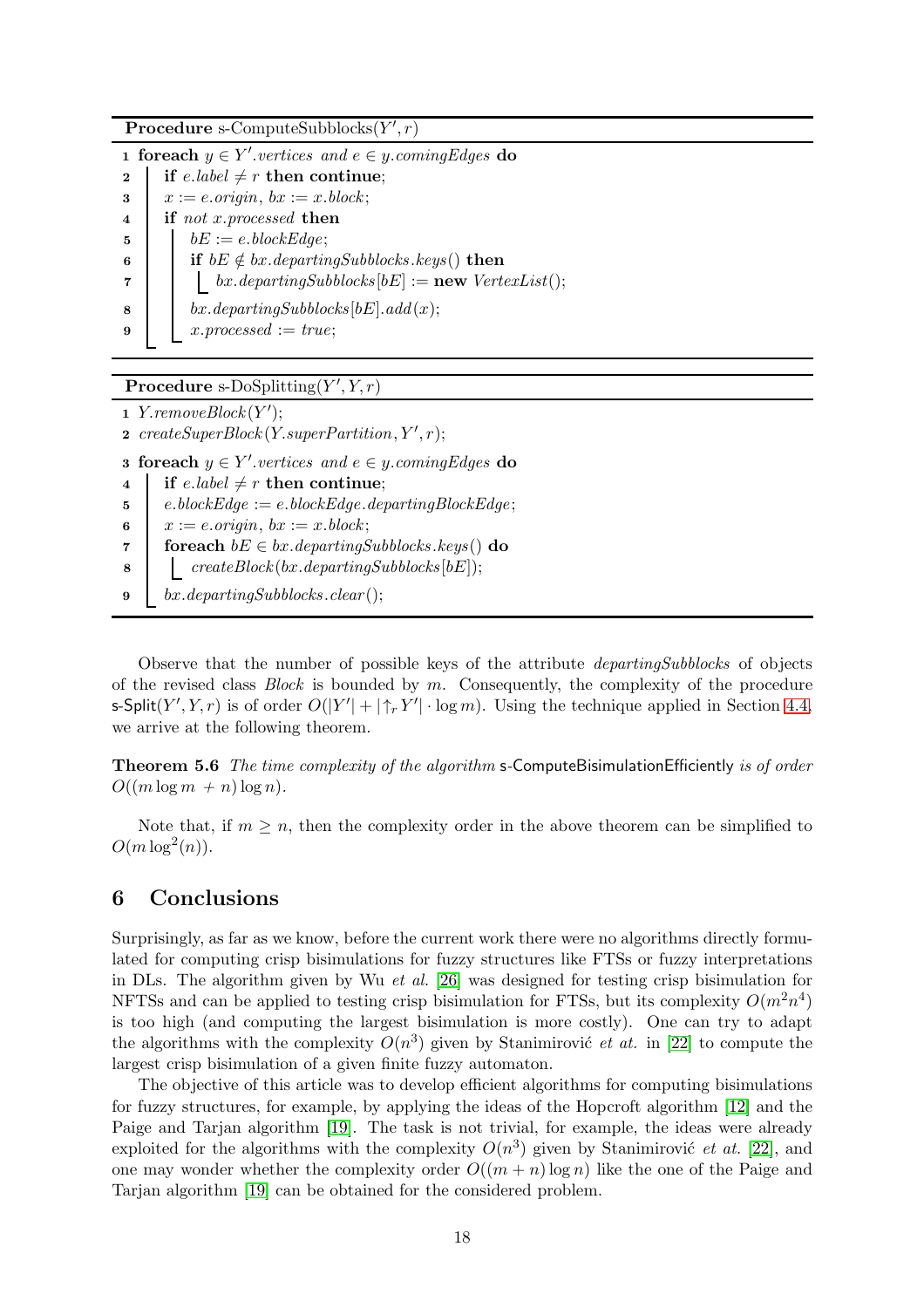**Procedure** s-ComputeSubblocks($Y', r$)

```
1 foreach y ∈ Y'.vertices and e ∈ y.comingEdges do
2     if e.label ≠ r then continue;
3     x := e.origin, bx := x.block;
4     if not x.processed then
5         bE := e.blockEdge;
6         if bE ∉ bx.departingSubblocks.keys() then
7             bx.departingSubblocks[bE] := new VertexList();
8         bx.departingSubblocks[bE].add(x);
9         x.processed := true;
```

**Procedure** s-DoSplitting($Y', Y, r$)

```
1 Y.removeBlock(Y');
2 createSuperBlock(Y.superPartition, Y', r);
3 foreach y ∈ Y'.vertices and e ∈ y.comingEdges do
4     if e.label ≠ r then continue;
5     e.blockEdge := e.blockEdge.departingBlockEdge;
6     x := e.origin, bx := x.block;
7     foreach bE ∈ bx.departingSubblocks.keys() do
8         createBlock(bx.departingSubblocks[bE]);
9     bx.departingSubblocks.clear();
```

Observe that the number of possible keys of the attribute *departingSubblocks* of objects of the revised class *Block* is bounded by $m$. Consequently, the complexity of the procedure s-Split($Y', Y, r$) is of order $O(|Y'| + |\uparrow_r Y'| \cdot \log m)$. Using the technique applied in Section 4.4, we arrive at the following theorem.

**Theorem 5.6** *The time complexity of the algorithm* s-ComputeBisimulationEfficiently *is of order* $O((m \log m + n) \log n)$.

Note that, if $m \geq n$, then the complexity order in the above theorem can be simplified to $O(m \log^2(n))$.

## 6 Conclusions

Surprisingly, as far as we know, before the current work there were no algorithms directly formulated for computing crisp bisimulations for fuzzy structures like FTSs or fuzzy interpretations in DLs. The algorithm given by Wu *et al.* [26] was designed for testing crisp bisimulation for NFTSs and can be applied to testing crisp bisimulation for FTSs, but its complexity $O(m^2 n^4)$ is too high (and computing the largest bisimulation is more costly). One can try to adapt the algorithms with the complexity $O(n^3)$ given by Stanimirović *et at.* in [22] to compute the largest crisp bisimulation of a given finite fuzzy automaton.

The objective of this article was to develop efficient algorithms for computing bisimulations for fuzzy structures, for example, by applying the ideas of the Hopcroft algorithm [12] and the Paige and Tarjan algorithm [19]. The task is not trivial, for example, the ideas were already exploited for the algorithms with the complexity $O(n^3)$ given by Stanimirović *et at.* [22], and one may wonder whether the complexity order $O((m + n) \log n)$ like the one of the Paige and Tarjan algorithm [19] can be obtained for the considered problem.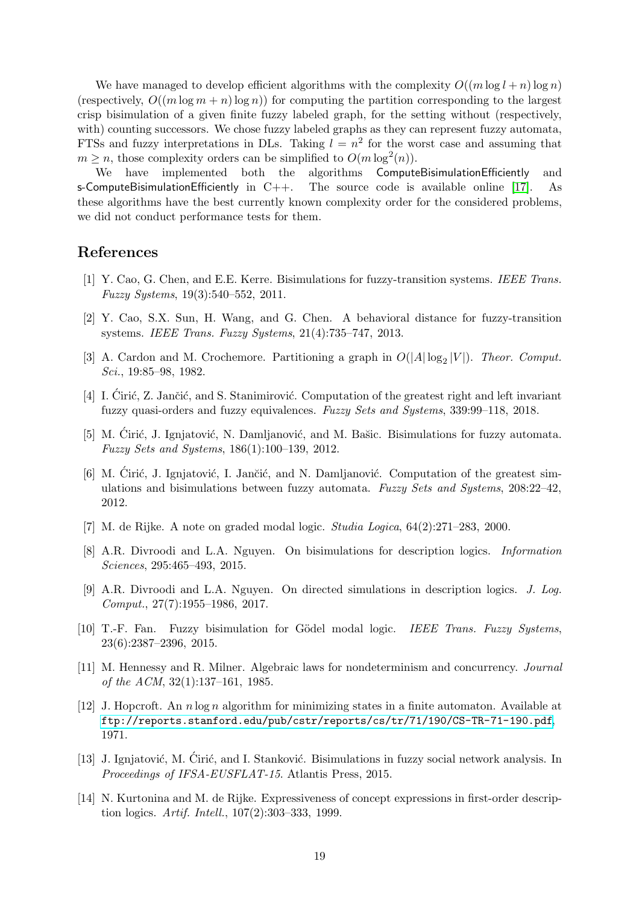We have managed to develop efficient algorithms with the complexity $O((m \log l + n) \log n)$ (respectively, $O((m \log m + n) \log n)$) for computing the partition corresponding to the largest crisp bisimulation of a given finite fuzzy labeled graph, for the setting without (respectively, with) counting successors. We chose fuzzy labeled graphs as they can represent fuzzy automata, FTSs and fuzzy interpretations in DLs. Taking $l = n^2$ for the worst case and assuming that $m \geq n$, those complexity orders can be simplified to $O(m \log^2(n))$.

We have implemented both the algorithms ComputeBisimulationEfficiently and s-ComputeBisimulationEfficiently in C++. The source code is available online [17]. As these algorithms have the best currently known complexity order for the considered problems, we did not conduct performance tests for them.

## References

[1] Y. Cao, G. Chen, and E.E. Kerre. Bisimulations for fuzzy-transition systems. *IEEE Trans. Fuzzy Systems*, 19(3):540–552, 2011.

[2] Y. Cao, S.X. Sun, H. Wang, and G. Chen. A behavioral distance for fuzzy-transition systems. *IEEE Trans. Fuzzy Systems*, 21(4):735–747, 2013.

[3] A. Cardon and M. Crochemore. Partitioning a graph in $O(|A| \log_2 |V|)$. *Theor. Comput. Sci.*, 19:85–98, 1982.

[4] I. Ćirić, Z. Jančić, and S. Stanimirović. Computation of the greatest right and left invariant fuzzy quasi-orders and fuzzy equivalences. *Fuzzy Sets and Systems*, 339:99–118, 2018.

[5] M. Ćirić, J. Ignjatović, N. Damljanović, and M. Bašic. Bisimulations for fuzzy automata. *Fuzzy Sets and Systems*, 186(1):100–139, 2012.

[6] M. Ćirić, J. Ignjatović, I. Jančić, and N. Damljanović. Computation of the greatest simulations and bisimulations between fuzzy automata. *Fuzzy Sets and Systems*, 208:22–42, 2012.

[7] M. de Rijke. A note on graded modal logic. *Studia Logica*, 64(2):271–283, 2000.

[8] A.R. Divroodi and L.A. Nguyen. On bisimulations for description logics. *Information Sciences*, 295:465–493, 2015.

[9] A.R. Divroodi and L.A. Nguyen. On directed simulations in description logics. *J. Log. Comput.*, 27(7):1955–1986, 2017.

[10] T.-F. Fan. Fuzzy bisimulation for Gödel modal logic. *IEEE Trans. Fuzzy Systems*, 23(6):2387–2396, 2015.

[11] M. Hennessy and R. Milner. Algebraic laws for nondeterminism and concurrency. *Journal of the ACM*, 32(1):137–161, 1985.

[12] J. Hopcroft. An $n \log n$ algorithm for minimizing states in a finite automaton. Available at ftp://reports.stanford.edu/pub/cstr/reports/cs/tr/71/190/CS-TR-71-190.pdf, 1971.

[13] J. Ignjatović, M. Ćirić, and I. Stanković. Bisimulations in fuzzy social network analysis. In *Proceedings of IFSA-EUSFLAT-15*. Atlantis Press, 2015.

[14] N. Kurtonina and M. de Rijke. Expressiveness of concept expressions in first-order description logics. *Artif. Intell.*, 107(2):303–333, 1999.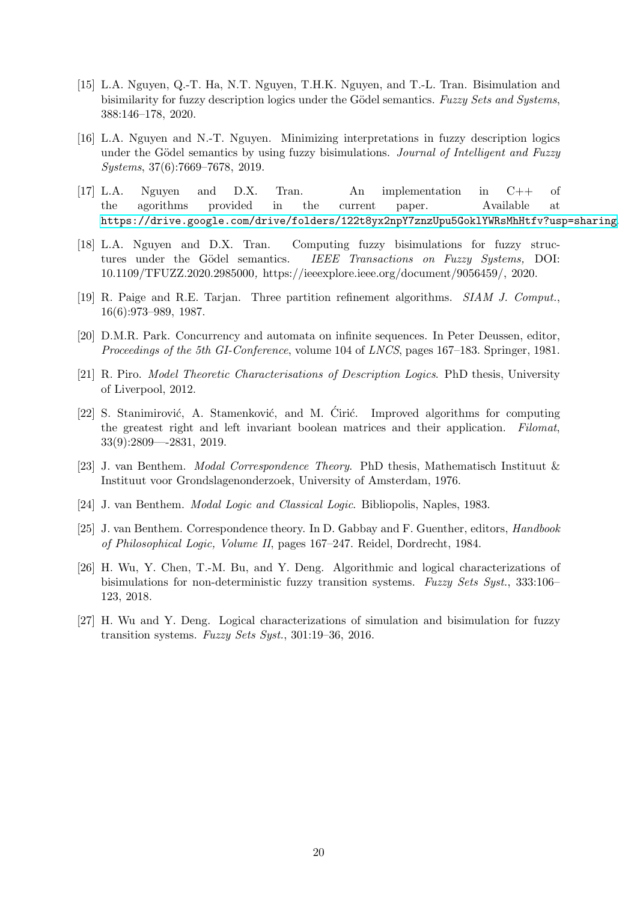[15] L.A. Nguyen, Q.-T. Ha, N.T. Nguyen, T.H.K. Nguyen, and T.-L. Tran. Bisimulation and bisimilarity for fuzzy description logics under the Gödel semantics. *Fuzzy Sets and Systems*, 388:146–178, 2020.

[16] L.A. Nguyen and N.-T. Nguyen. Minimizing interpretations in fuzzy description logics under the Gödel semantics by using fuzzy bisimulations. *Journal of Intelligent and Fuzzy Systems*, 37(6):7669–7678, 2019.

[17] L.A. Nguyen and D.X. Tran. An implementation in C++ of the agorithms provided in the current paper. Available at https://drive.google.com/drive/folders/122t8yx2npY7znzUpu5GoklYWRsMhHtfv?usp=sharing.

[18] L.A. Nguyen and D.X. Tran. Computing fuzzy bisimulations for fuzzy structures under the Gödel semantics. *IEEE Transactions on Fuzzy Systems,* DOI: 10.1109/TFUZZ.2020.2985000, https://ieeexplore.ieee.org/document/9056459/, 2020.

[19] R. Paige and R.E. Tarjan. Three partition refinement algorithms. *SIAM J. Comput.*, 16(6):973–989, 1987.

[20] D.M.R. Park. Concurrency and automata on infinite sequences. In Peter Deussen, editor, *Proceedings of the 5th GI-Conference*, volume 104 of *LNCS*, pages 167–183. Springer, 1981.

[21] R. Piro. *Model Theoretic Characterisations of Description Logics*. PhD thesis, University of Liverpool, 2012.

[22] S. Stanimirović, A. Stamenković, and M. Ćirić. Improved algorithms for computing the greatest right and left invariant boolean matrices and their application. *Filomat*, 33(9):2809—-2831, 2019.

[23] J. van Benthem. *Modal Correspondence Theory*. PhD thesis, Mathematisch Instituut & Instituut voor Grondslagenonderzoek, University of Amsterdam, 1976.

[24] J. van Benthem. *Modal Logic and Classical Logic*. Bibliopolis, Naples, 1983.

[25] J. van Benthem. Correspondence theory. In D. Gabbay and F. Guenther, editors, *Handbook of Philosophical Logic, Volume II*, pages 167–247. Reidel, Dordrecht, 1984.

[26] H. Wu, Y. Chen, T.-M. Bu, and Y. Deng. Algorithmic and logical characterizations of bisimulations for non-deterministic fuzzy transition systems. *Fuzzy Sets Syst.*, 333:106–123, 2018.

[27] H. Wu and Y. Deng. Logical characterizations of simulation and bisimulation for fuzzy transition systems. *Fuzzy Sets Syst.*, 301:19–36, 2016.